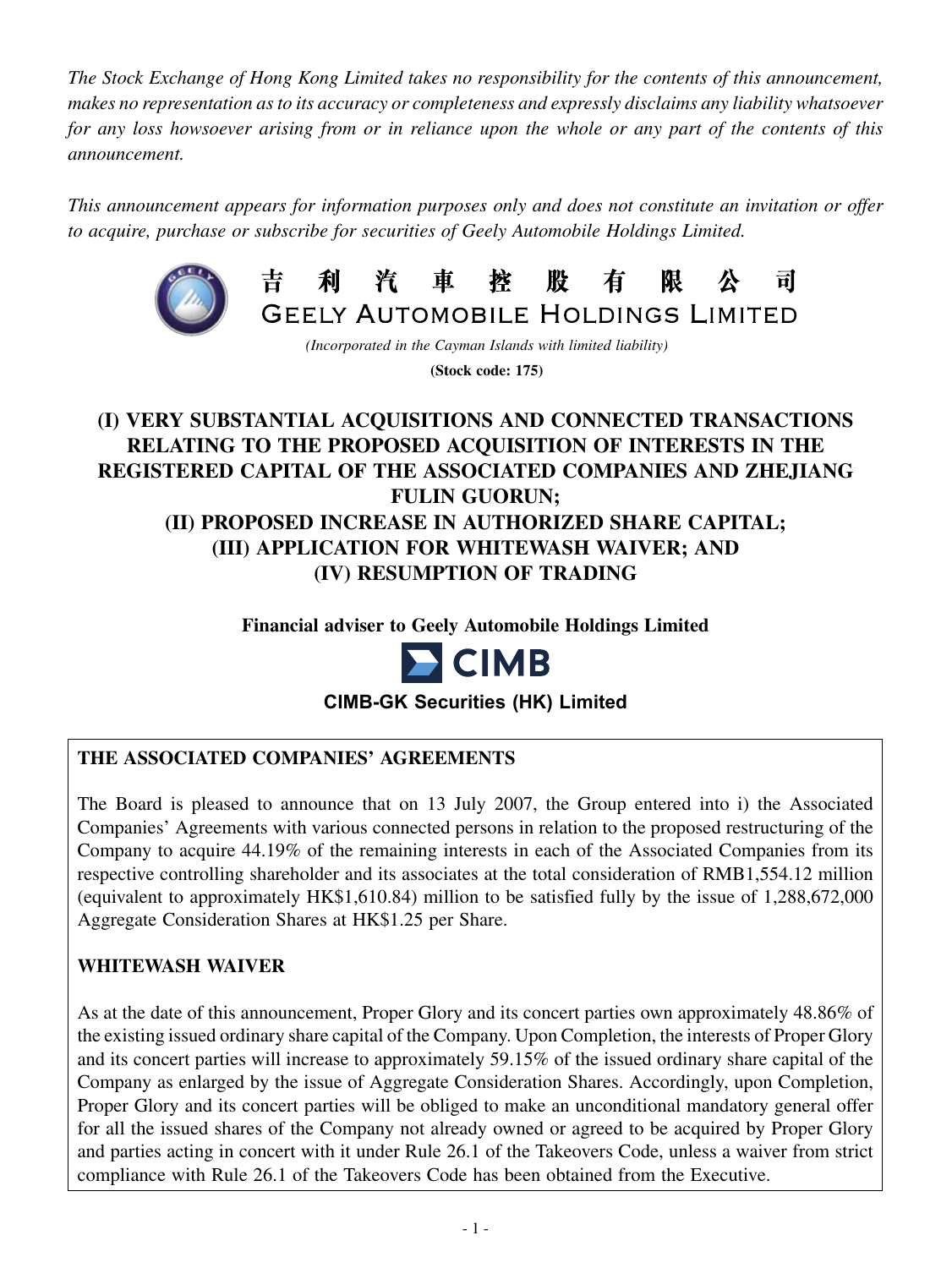*The Stock Exchange of Hong Kong Limited takes no responsibility for the contents of this announcement, makes no representation as to its accuracy or completeness and expressly disclaims any liability whatsoever for any loss howsoever arising from or in reliance upon the whole or any part of the contents of this announcement.*

*This announcement appears for information purposes only and does not constitute an invitation or offer to acquire, purchase or subscribe for securities of Geely Automobile Holdings Limited.*

# 吉 利 汽 車 控 股 有 限 公 司
# GEELY AUTOMOBILE HOLDINGS LIMITED

*(Incorporated in the Cayman Islands with limited liability)*

**(Stock code: 175)**

## (I) VERY SUBSTANTIAL ACQUISITIONS AND CONNECTED TRANSACTIONS RELATING TO THE PROPOSED ACQUISITION OF INTERESTS IN THE REGISTERED CAPITAL OF THE ASSOCIATED COMPANIES AND ZHEJIANG FULIN GUORUN; (II) PROPOSED INCREASE IN AUTHORIZED SHARE CAPITAL; (III) APPLICATION FOR WHITEWASH WAIVER; AND (IV) RESUMPTION OF TRADING

**Financial adviser to Geely Automobile Holdings Limited**

CIMB

**CIMB-GK Securities (HK) Limited**

**THE ASSOCIATED COMPANIES' AGREEMENTS**

The Board is pleased to announce that on 13 July 2007, the Group entered into i) the Associated Companies' Agreements with various connected persons in relation to the proposed restructuring of the Company to acquire 44.19% of the remaining interests in each of the Associated Companies from its respective controlling shareholder and its associates at the total consideration of RMB1,554.12 million (equivalent to approximately HK$1,610.84) million to be satisfied fully by the issue of 1,288,672,000 Aggregate Consideration Shares at HK$1.25 per Share.

**WHITEWASH WAIVER**

As at the date of this announcement, Proper Glory and its concert parties own approximately 48.86% of the existing issued ordinary share capital of the Company. Upon Completion, the interests of Proper Glory and its concert parties will increase to approximately 59.15% of the issued ordinary share capital of the Company as enlarged by the issue of Aggregate Consideration Shares. Accordingly, upon Completion, Proper Glory and its concert parties will be obliged to make an unconditional mandatory general offer for all the issued shares of the Company not already owned or agreed to be acquired by Proper Glory and parties acting in concert with it under Rule 26.1 of the Takeovers Code, unless a waiver from strict compliance with Rule 26.1 of the Takeovers Code has been obtained from the Executive.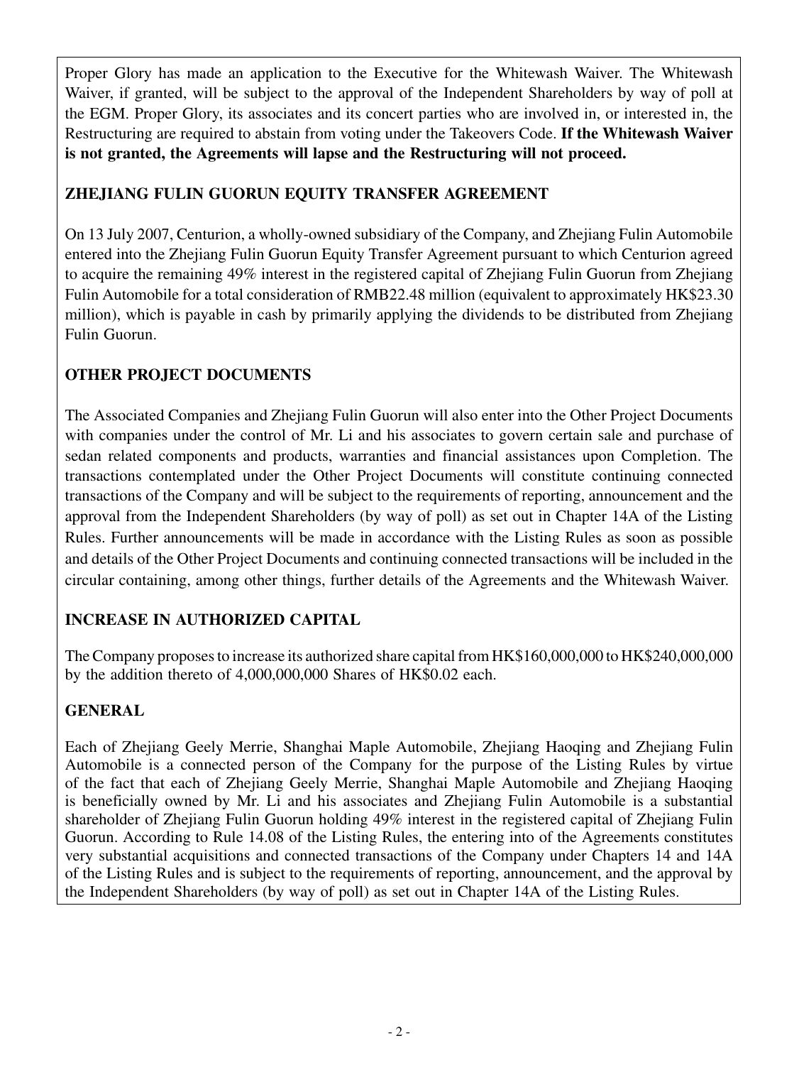Proper Glory has made an application to the Executive for the Whitewash Waiver. The Whitewash Waiver, if granted, will be subject to the approval of the Independent Shareholders by way of poll at the EGM. Proper Glory, its associates and its concert parties who are involved in, or interested in, the Restructuring are required to abstain from voting under the Takeovers Code. **If the Whitewash Waiver is not granted, the Agreements will lapse and the Restructuring will not proceed.**

## ZHEJIANG FULIN GUORUN EQUITY TRANSFER AGREEMENT

On 13 July 2007, Centurion, a wholly-owned subsidiary of the Company, and Zhejiang Fulin Automobile entered into the Zhejiang Fulin Guorun Equity Transfer Agreement pursuant to which Centurion agreed to acquire the remaining 49% interest in the registered capital of Zhejiang Fulin Guorun from Zhejiang Fulin Automobile for a total consideration of RMB22.48 million (equivalent to approximately HK$23.30 million), which is payable in cash by primarily applying the dividends to be distributed from Zhejiang Fulin Guorun.

## OTHER PROJECT DOCUMENTS

The Associated Companies and Zhejiang Fulin Guorun will also enter into the Other Project Documents with companies under the control of Mr. Li and his associates to govern certain sale and purchase of sedan related components and products, warranties and financial assistances upon Completion. The transactions contemplated under the Other Project Documents will constitute continuing connected transactions of the Company and will be subject to the requirements of reporting, announcement and the approval from the Independent Shareholders (by way of poll) as set out in Chapter 14A of the Listing Rules. Further announcements will be made in accordance with the Listing Rules as soon as possible and details of the Other Project Documents and continuing connected transactions will be included in the circular containing, among other things, further details of the Agreements and the Whitewash Waiver.

## INCREASE IN AUTHORIZED CAPITAL

The Company proposes to increase its authorized share capital from HK$160,000,000 to HK$240,000,000 by the addition thereto of 4,000,000,000 Shares of HK$0.02 each.

## GENERAL

Each of Zhejiang Geely Merrie, Shanghai Maple Automobile, Zhejiang Haoqing and Zhejiang Fulin Automobile is a connected person of the Company for the purpose of the Listing Rules by virtue of the fact that each of Zhejiang Geely Merrie, Shanghai Maple Automobile and Zhejiang Haoqing is beneficially owned by Mr. Li and his associates and Zhejiang Fulin Automobile is a substantial shareholder of Zhejiang Fulin Guorun holding 49% interest in the registered capital of Zhejiang Fulin Guorun. According to Rule 14.08 of the Listing Rules, the entering into of the Agreements constitutes very substantial acquisitions and connected transactions of the Company under Chapters 14 and 14A of the Listing Rules and is subject to the requirements of reporting, announcement, and the approval by the Independent Shareholders (by way of poll) as set out in Chapter 14A of the Listing Rules.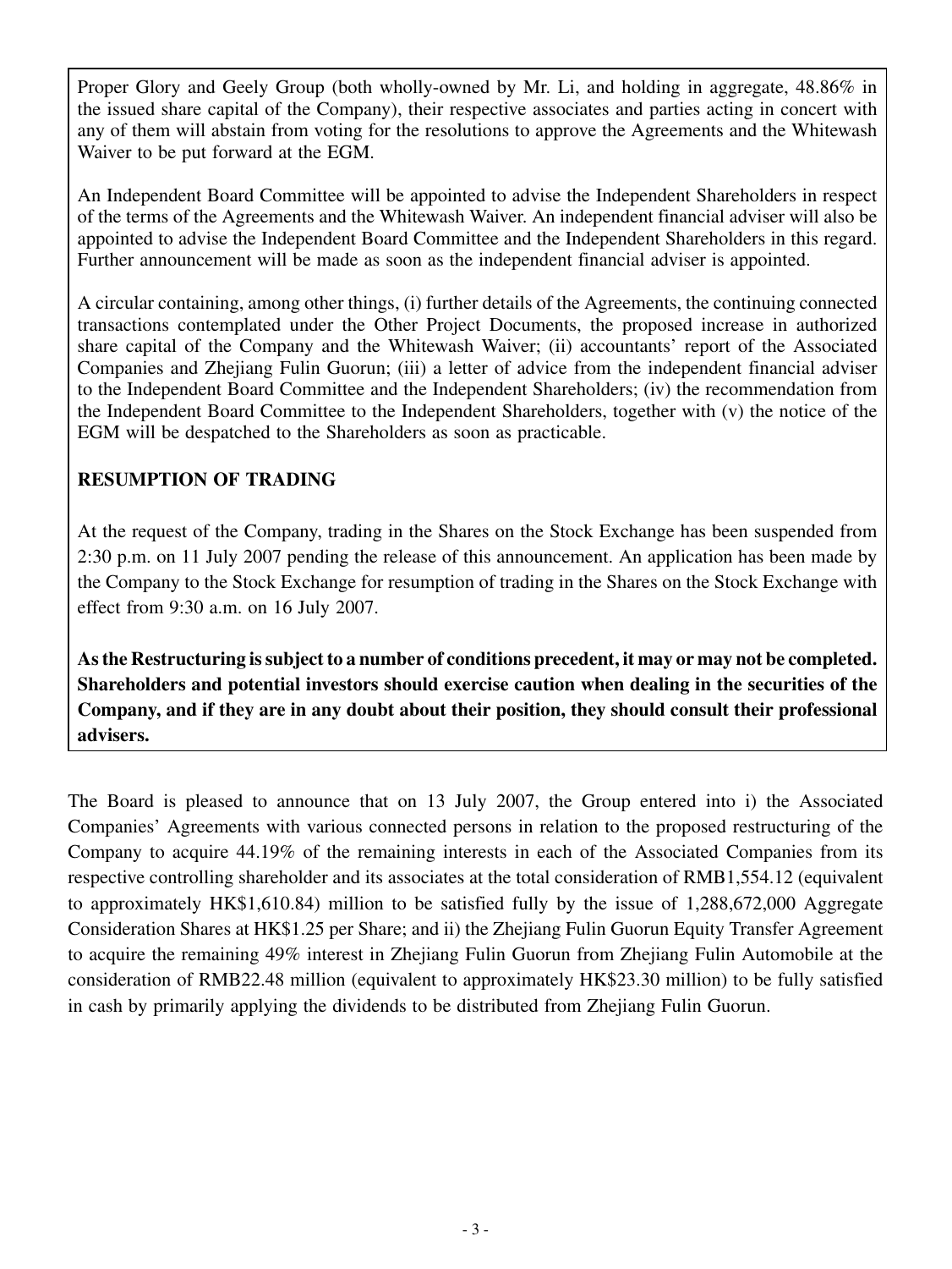Proper Glory and Geely Group (both wholly-owned by Mr. Li, and holding in aggregate, 48.86% in the issued share capital of the Company), their respective associates and parties acting in concert with any of them will abstain from voting for the resolutions to approve the Agreements and the Whitewash Waiver to be put forward at the EGM.

An Independent Board Committee will be appointed to advise the Independent Shareholders in respect of the terms of the Agreements and the Whitewash Waiver. An independent financial adviser will also be appointed to advise the Independent Board Committee and the Independent Shareholders in this regard. Further announcement will be made as soon as the independent financial adviser is appointed.

A circular containing, among other things, (i) further details of the Agreements, the continuing connected transactions contemplated under the Other Project Documents, the proposed increase in authorized share capital of the Company and the Whitewash Waiver; (ii) accountants' report of the Associated Companies and Zhejiang Fulin Guorun; (iii) a letter of advice from the independent financial adviser to the Independent Board Committee and the Independent Shareholders; (iv) the recommendation from the Independent Board Committee to the Independent Shareholders, together with (v) the notice of the EGM will be despatched to the Shareholders as soon as practicable.

**RESUMPTION OF TRADING**

At the request of the Company, trading in the Shares on the Stock Exchange has been suspended from 2:30 p.m. on 11 July 2007 pending the release of this announcement. An application has been made by the Company to the Stock Exchange for resumption of trading in the Shares on the Stock Exchange with effect from 9:30 a.m. on 16 July 2007.

**As the Restructuring is subject to a number of conditions precedent, it may or may not be completed. Shareholders and potential investors should exercise caution when dealing in the securities of the Company, and if they are in any doubt about their position, they should consult their professional advisers.**

The Board is pleased to announce that on 13 July 2007, the Group entered into i) the Associated Companies' Agreements with various connected persons in relation to the proposed restructuring of the Company to acquire 44.19% of the remaining interests in each of the Associated Companies from its respective controlling shareholder and its associates at the total consideration of RMB1,554.12 (equivalent to approximately HK$1,610.84) million to be satisfied fully by the issue of 1,288,672,000 Aggregate Consideration Shares at HK$1.25 per Share; and ii) the Zhejiang Fulin Guorun Equity Transfer Agreement to acquire the remaining 49% interest in Zhejiang Fulin Guorun from Zhejiang Fulin Automobile at the consideration of RMB22.48 million (equivalent to approximately HK$23.30 million) to be fully satisfied in cash by primarily applying the dividends to be distributed from Zhejiang Fulin Guorun.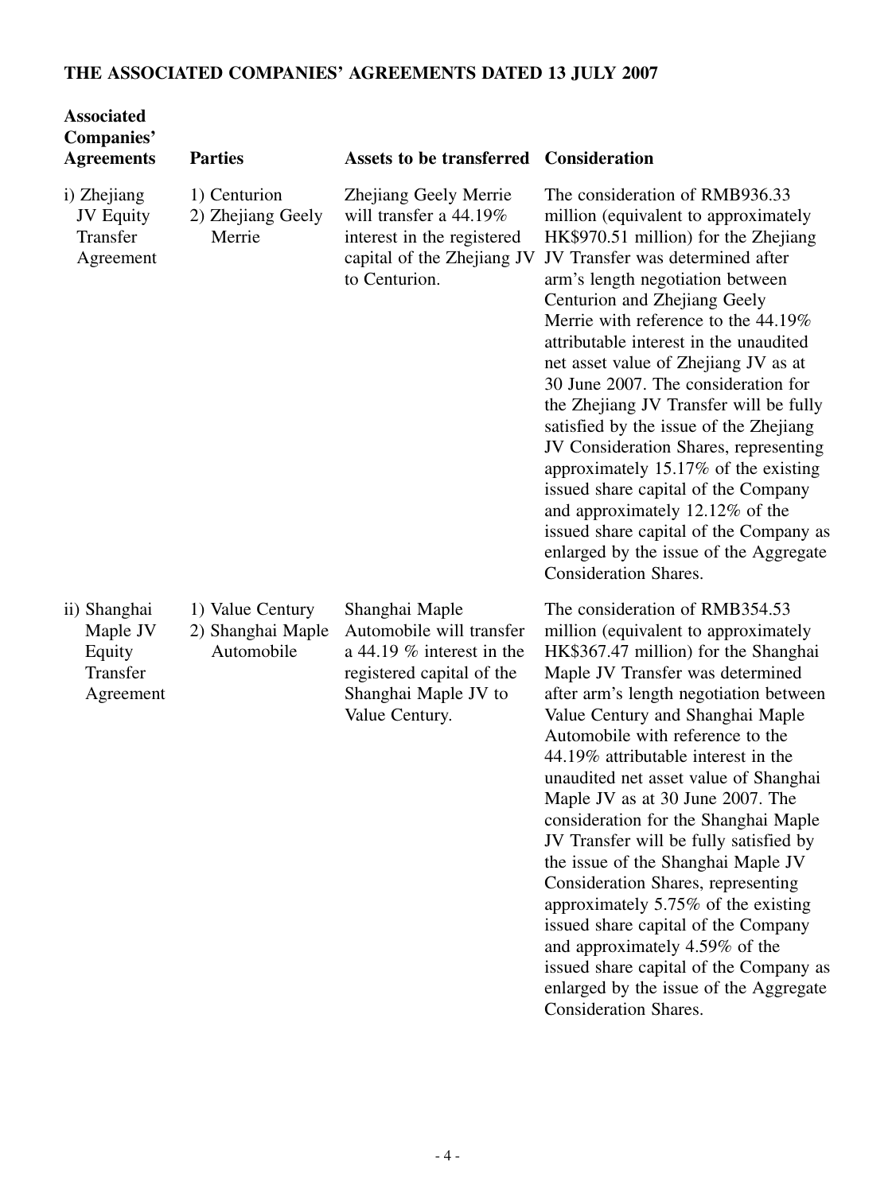**THE ASSOCIATED COMPANIES' AGREEMENTS DATED 13 JULY 2007**

| Associated Companies' Agreements | Parties | Assets to be transferred | Consideration |
|---|---|---|---|
| i) Zhejiang JV Equity Transfer Agreement | 1) Centurion 2) Zhejiang Geely Merrie | Zhejiang Geely Merrie will transfer a 44.19% interest in the registered capital of the Zhejiang JV to Centurion. | The consideration of RMB936.33 million (equivalent to approximately HK$970.51 million) for the Zhejiang JV Transfer was determined after arm's length negotiation between Centurion and Zhejiang Geely Merrie with reference to the 44.19% attributable interest in the unaudited net asset value of Zhejiang JV as at 30 June 2007. The consideration for the Zhejiang JV Transfer will be fully satisfied by the issue of the Zhejiang JV Consideration Shares, representing approximately 15.17% of the existing issued share capital of the Company and approximately 12.12% of the issued share capital of the Company as enlarged by the issue of the Aggregate Consideration Shares. |
| ii) Shanghai Maple JV Equity Transfer Agreement | 1) Value Century 2) Shanghai Maple Automobile | Shanghai Maple Automobile will transfer a 44.19 % interest in the registered capital of the Shanghai Maple JV to Value Century. | The consideration of RMB354.53 million (equivalent to approximately HK$367.47 million) for the Shanghai Maple JV Transfer was determined after arm's length negotiation between Value Century and Shanghai Maple Automobile with reference to the 44.19% attributable interest in the unaudited net asset value of Shanghai Maple JV as at 30 June 2007. The consideration for the Shanghai Maple JV Transfer will be fully satisfied by the issue of the Shanghai Maple JV Consideration Shares, representing approximately 5.75% of the existing issued share capital of the Company and approximately 4.59% of the issued share capital of the Company as enlarged by the issue of the Aggregate Consideration Shares. |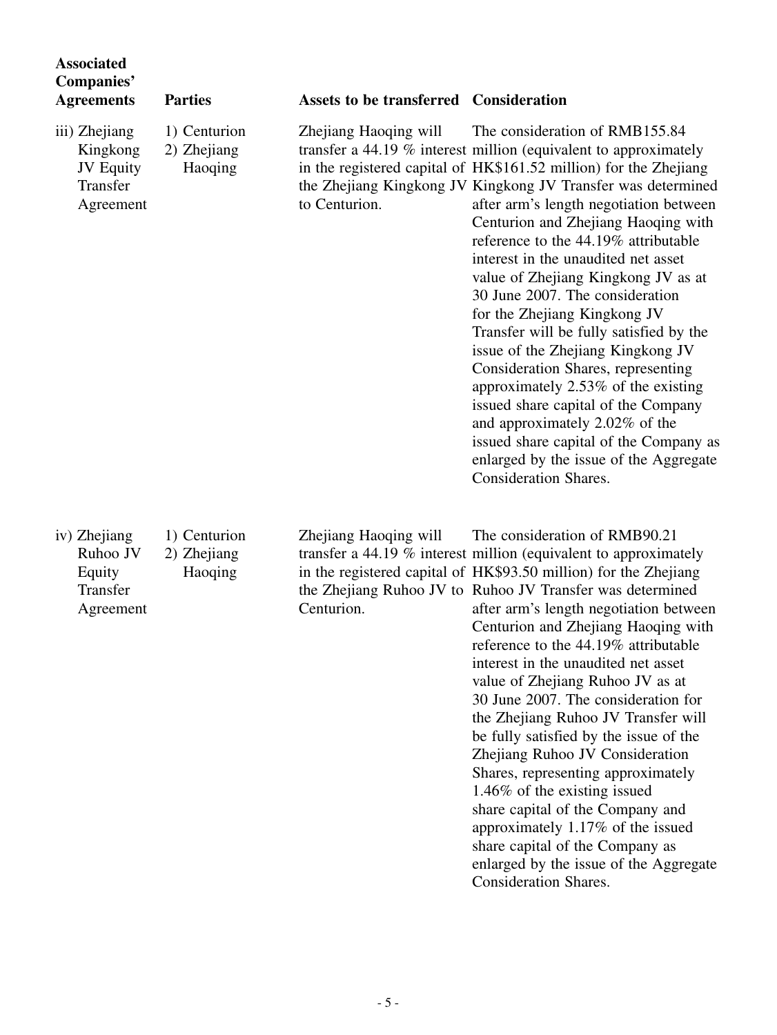| Associated Companies' Agreements | Parties | Assets to be transferred | Consideration |
|---|---|---|---|
| iii) Zhejiang Kingkong JV Equity Transfer Agreement | 1) Centurion<br>2) Zhejiang Haoqing | Zhejiang Haoqing will transfer a 44.19 % interest in the registered capital of the Zhejiang Kingkong JV to Centurion. | The consideration of RMB155.84 million (equivalent to approximately HK$161.52 million) for the Zhejiang Kingkong JV Transfer was determined after arm's length negotiation between Centurion and Zhejiang Haoqing with reference to the 44.19% attributable interest in the unaudited net asset value of Zhejiang Kingkong JV as at 30 June 2007. The consideration for the Zhejiang Kingkong JV Transfer will be fully satisfied by the issue of the Zhejiang Kingkong JV Consideration Shares, representing approximately 2.53% of the existing issued share capital of the Company and approximately 2.02% of the issued share capital of the Company as enlarged by the issue of the Aggregate Consideration Shares. |
| iv) Zhejiang Ruhoo JV Equity Transfer Agreement | 1) Centurion<br>2) Zhejiang Haoqing | Zhejiang Haoqing will transfer a 44.19 % interest in the registered capital of the Zhejiang Ruhoo JV to Centurion. | The consideration of RMB90.21 million (equivalent to approximately HK$93.50 million) for the Zhejiang Ruhoo JV Transfer was determined after arm's length negotiation between Centurion and Zhejiang Haoqing with reference to the 44.19% attributable interest in the unaudited net asset value of Zhejiang Ruhoo JV as at 30 June 2007. The consideration for the Zhejiang Ruhoo JV Transfer will be fully satisfied by the issue of the Zhejiang Ruhoo JV Consideration Shares, representing approximately 1.46% of the existing issued share capital of the Company and approximately 1.17% of the issued share capital of the Company as enlarged by the issue of the Aggregate Consideration Shares. |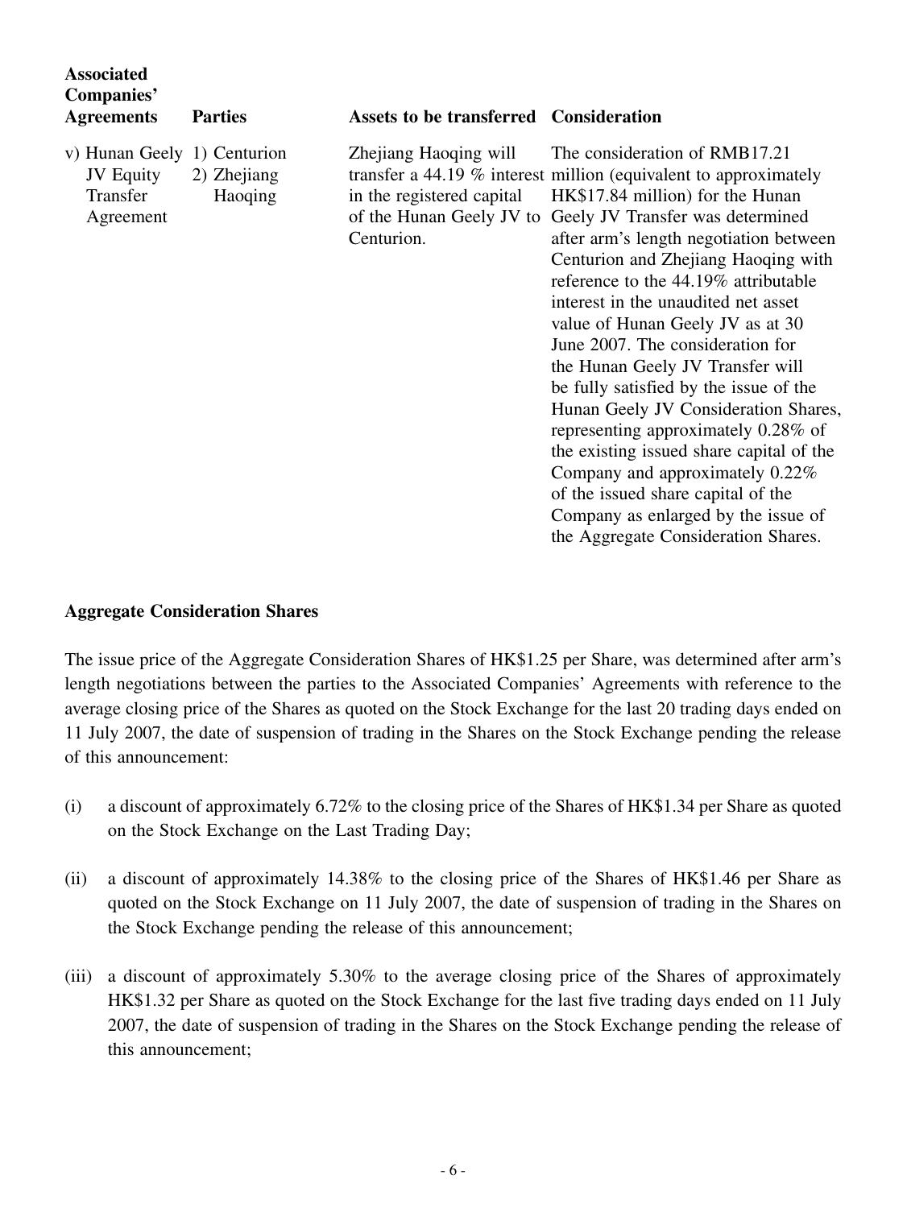| Associated Companies' Agreements | Parties | Assets to be transferred | Consideration |
|---|---|---|---|
| v) Hunan Geely JV Equity Transfer Agreement | 1) Centurion 2) Zhejiang Haoqing | Zhejiang Haoqing will transfer a 44.19 % interest in the registered capital of the Hunan Geely JV to Centurion. | The consideration of RMB17.21 million (equivalent to approximately HK$17.84 million) for the Hunan Geely JV Transfer was determined after arm's length negotiation between Centurion and Zhejiang Haoqing with reference to the 44.19% attributable interest in the unaudited net asset value of Hunan Geely JV as at 30 June 2007. The consideration for the Hunan Geely JV Transfer will be fully satisfied by the issue of the Hunan Geely JV Consideration Shares, representing approximately 0.28% of the existing issued share capital of the Company and approximately 0.22% of the issued share capital of the Company as enlarged by the issue of the Aggregate Consideration Shares. |

**Aggregate Consideration Shares**

The issue price of the Aggregate Consideration Shares of HK$1.25 per Share, was determined after arm's length negotiations between the parties to the Associated Companies' Agreements with reference to the average closing price of the Shares as quoted on the Stock Exchange for the last 20 trading days ended on 11 July 2007, the date of suspension of trading in the Shares on the Stock Exchange pending the release of this announcement:

(i) a discount of approximately 6.72% to the closing price of the Shares of HK$1.34 per Share as quoted on the Stock Exchange on the Last Trading Day;

(ii) a discount of approximately 14.38% to the closing price of the Shares of HK$1.46 per Share as quoted on the Stock Exchange on 11 July 2007, the date of suspension of trading in the Shares on the Stock Exchange pending the release of this announcement;

(iii) a discount of approximately 5.30% to the average closing price of the Shares of approximately HK$1.32 per Share as quoted on the Stock Exchange for the last five trading days ended on 11 July 2007, the date of suspension of trading in the Shares on the Stock Exchange pending the release of this announcement;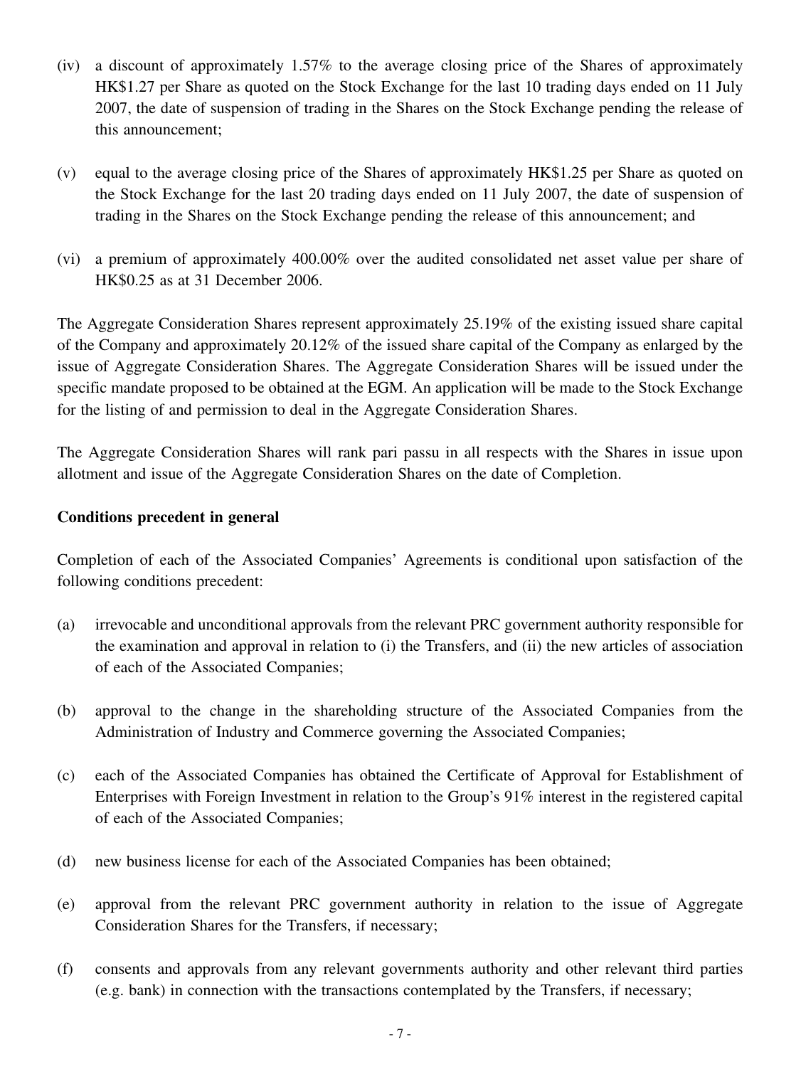(iv) a discount of approximately 1.57% to the average closing price of the Shares of approximately HK$1.27 per Share as quoted on the Stock Exchange for the last 10 trading days ended on 11 July 2007, the date of suspension of trading in the Shares on the Stock Exchange pending the release of this announcement;

(v) equal to the average closing price of the Shares of approximately HK$1.25 per Share as quoted on the Stock Exchange for the last 20 trading days ended on 11 July 2007, the date of suspension of trading in the Shares on the Stock Exchange pending the release of this announcement; and

(vi) a premium of approximately 400.00% over the audited consolidated net asset value per share of HK$0.25 as at 31 December 2006.

The Aggregate Consideration Shares represent approximately 25.19% of the existing issued share capital of the Company and approximately 20.12% of the issued share capital of the Company as enlarged by the issue of Aggregate Consideration Shares. The Aggregate Consideration Shares will be issued under the specific mandate proposed to be obtained at the EGM. An application will be made to the Stock Exchange for the listing of and permission to deal in the Aggregate Consideration Shares.

The Aggregate Consideration Shares will rank pari passu in all respects with the Shares in issue upon allotment and issue of the Aggregate Consideration Shares on the date of Completion.

**Conditions precedent in general**

Completion of each of the Associated Companies' Agreements is conditional upon satisfaction of the following conditions precedent:

(a) irrevocable and unconditional approvals from the relevant PRC government authority responsible for the examination and approval in relation to (i) the Transfers, and (ii) the new articles of association of each of the Associated Companies;

(b) approval to the change in the shareholding structure of the Associated Companies from the Administration of Industry and Commerce governing the Associated Companies;

(c) each of the Associated Companies has obtained the Certificate of Approval for Establishment of Enterprises with Foreign Investment in relation to the Group's 91% interest in the registered capital of each of the Associated Companies;

(d) new business license for each of the Associated Companies has been obtained;

(e) approval from the relevant PRC government authority in relation to the issue of Aggregate Consideration Shares for the Transfers, if necessary;

(f) consents and approvals from any relevant governments authority and other relevant third parties (e.g. bank) in connection with the transactions contemplated by the Transfers, if necessary;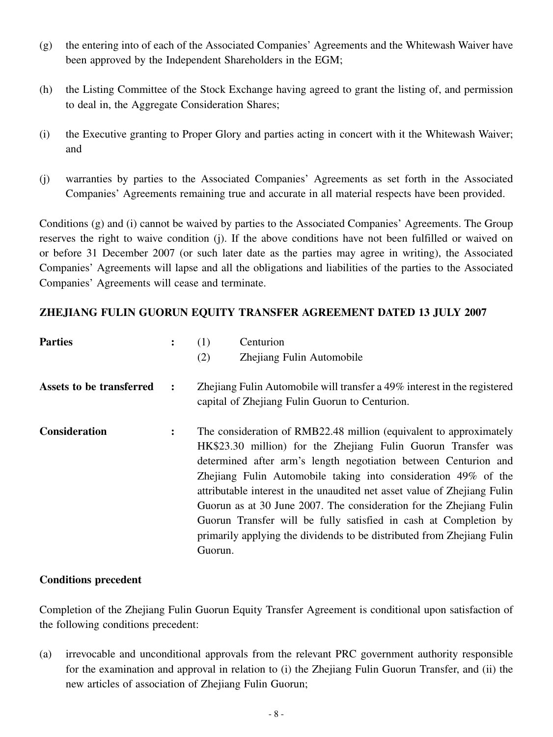(g) the entering into of each of the Associated Companies' Agreements and the Whitewash Waiver have been approved by the Independent Shareholders in the EGM;

(h) the Listing Committee of the Stock Exchange having agreed to grant the listing of, and permission to deal in, the Aggregate Consideration Shares;

(i) the Executive granting to Proper Glory and parties acting in concert with it the Whitewash Waiver; and

(j) warranties by parties to the Associated Companies' Agreements as set forth in the Associated Companies' Agreements remaining true and accurate in all material respects have been provided.

Conditions (g) and (i) cannot be waived by parties to the Associated Companies' Agreements. The Group reserves the right to waive condition (j). If the above conditions have not been fulfilled or waived on or before 31 December 2007 (or such later date as the parties may agree in writing), the Associated Companies' Agreements will lapse and all the obligations and liabilities of the parties to the Associated Companies' Agreements will cease and terminate.

**ZHEJIANG FULIN GUORUN EQUITY TRANSFER AGREEMENT DATED 13 JULY 2007**

**Parties** : (1) Centurion
(2) Zhejiang Fulin Automobile

**Assets to be transferred** : Zhejiang Fulin Automobile will transfer a 49% interest in the registered capital of Zhejiang Fulin Guorun to Centurion.

**Consideration** : The consideration of RMB22.48 million (equivalent to approximately HK$23.30 million) for the Zhejiang Fulin Guorun Transfer was determined after arm's length negotiation between Centurion and Zhejiang Fulin Automobile taking into consideration 49% of the attributable interest in the unaudited net asset value of Zhejiang Fulin Guorun as at 30 June 2007. The consideration for the Zhejiang Fulin Guorun Transfer will be fully satisfied in cash at Completion by primarily applying the dividends to be distributed from Zhejiang Fulin Guorun.

**Conditions precedent**

Completion of the Zhejiang Fulin Guorun Equity Transfer Agreement is conditional upon satisfaction of the following conditions precedent:

(a) irrevocable and unconditional approvals from the relevant PRC government authority responsible for the examination and approval in relation to (i) the Zhejiang Fulin Guorun Transfer, and (ii) the new articles of association of Zhejiang Fulin Guorun;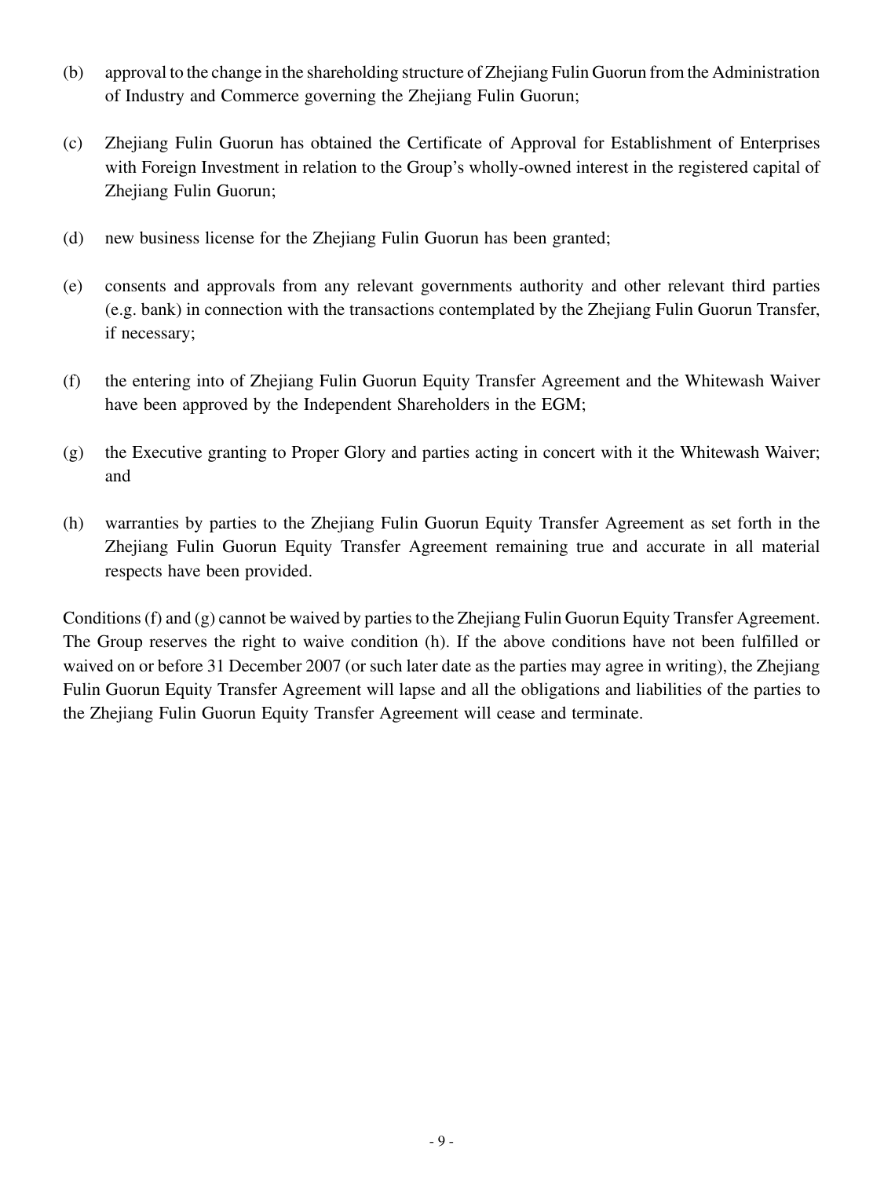(b) approval to the change in the shareholding structure of Zhejiang Fulin Guorun from the Administration of Industry and Commerce governing the Zhejiang Fulin Guorun;

(c) Zhejiang Fulin Guorun has obtained the Certificate of Approval for Establishment of Enterprises with Foreign Investment in relation to the Group's wholly-owned interest in the registered capital of Zhejiang Fulin Guorun;

(d) new business license for the Zhejiang Fulin Guorun has been granted;

(e) consents and approvals from any relevant governments authority and other relevant third parties (e.g. bank) in connection with the transactions contemplated by the Zhejiang Fulin Guorun Transfer, if necessary;

(f) the entering into of Zhejiang Fulin Guorun Equity Transfer Agreement and the Whitewash Waiver have been approved by the Independent Shareholders in the EGM;

(g) the Executive granting to Proper Glory and parties acting in concert with it the Whitewash Waiver; and

(h) warranties by parties to the Zhejiang Fulin Guorun Equity Transfer Agreement as set forth in the Zhejiang Fulin Guorun Equity Transfer Agreement remaining true and accurate in all material respects have been provided.

Conditions (f) and (g) cannot be waived by parties to the Zhejiang Fulin Guorun Equity Transfer Agreement. The Group reserves the right to waive condition (h). If the above conditions have not been fulfilled or waived on or before 31 December 2007 (or such later date as the parties may agree in writing), the Zhejiang Fulin Guorun Equity Transfer Agreement will lapse and all the obligations and liabilities of the parties to the Zhejiang Fulin Guorun Equity Transfer Agreement will cease and terminate.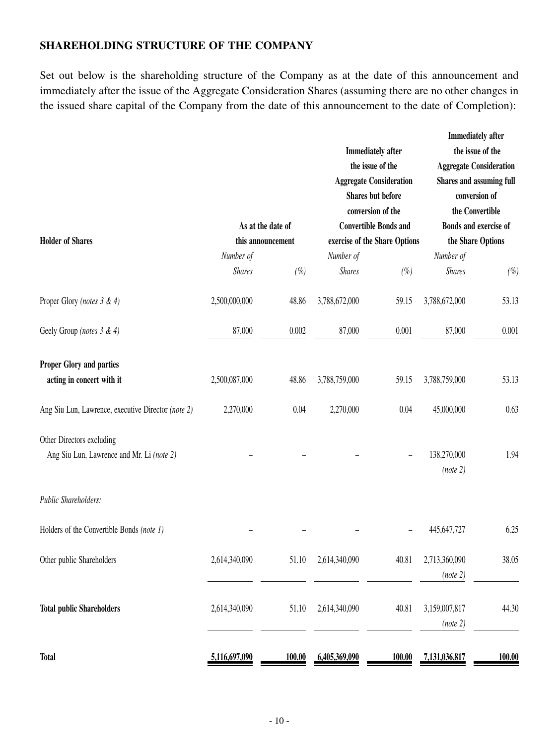## SHAREHOLDING STRUCTURE OF THE COMPANY

Set out below is the shareholding structure of the Company as at the date of this announcement and immediately after the issue of the Aggregate Consideration Shares (assuming there are no other changes in the issued share capital of the Company from the date of this announcement to the date of Completion):

| Holder of Shares | As at the date of this announcement | | Immediately after the issue of the Aggregate Consideration Shares but before conversion of the Convertible Bonds and exercise of the Share Options | | Immediately after the issue of the Aggregate Consideration Shares and assuming full conversion of the Convertible Bonds and exercise of the Share Options | |
|---|---|---|---|---|---|---|
| | *Number of Shares* | *(%)* | *Number of Shares* | *(%)* | *Number of Shares* | *(%)* |
| Proper Glory *(notes 3 & 4)* | 2,500,000,000 | 48.86 | 3,788,672,000 | 59.15 | 3,788,672,000 | 53.13 |
| Geely Group *(notes 3 & 4)* | 87,000 | 0.002 | 87,000 | 0.001 | 87,000 | 0.001 |
| **Proper Glory and parties acting in concert with it** | 2,500,087,000 | 48.86 | 3,788,759,000 | 59.15 | 3,788,759,000 | 53.13 |
| Ang Siu Lun, Lawrence, executive Director *(note 2)* | 2,270,000 | 0.04 | 2,270,000 | 0.04 | 45,000,000 | 0.63 |
| Other Directors excluding Ang Siu Lun, Lawrence and Mr. Li *(note 2)* | – | – | – | – | 138,270,000 *(note 2)* | 1.94 |
| *Public Shareholders:* | | | | | | |
| Holders of the Convertible Bonds *(note 1)* | – | – | – | – | 445,647,727 | 6.25 |
| Other public Shareholders | 2,614,340,090 | 51.10 | 2,614,340,090 | 40.81 | 2,713,360,090 *(note 2)* | 38.05 |
| **Total public Shareholders** | 2,614,340,090 | 51.10 | 2,614,340,090 | 40.81 | 3,159,007,817 *(note 2)* | 44.30 |
| **Total** | **5,116,697,090** | **100.00** | **6,405,369,090** | **100.00** | **7,131,036,817** | **100.00** |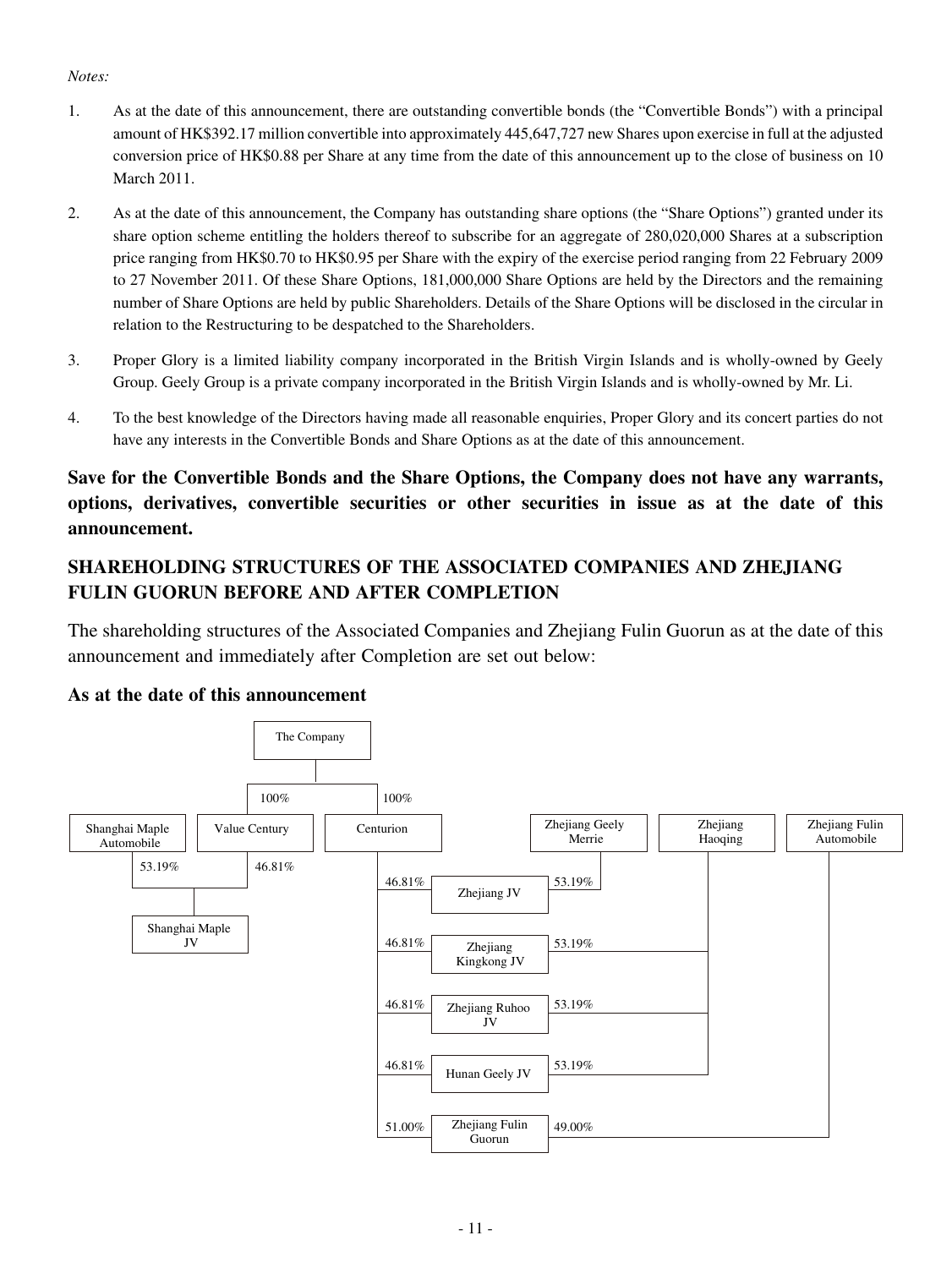*Notes:*

1. As at the date of this announcement, there are outstanding convertible bonds (the "Convertible Bonds") with a principal amount of HK$392.17 million convertible into approximately 445,647,727 new Shares upon exercise in full at the adjusted conversion price of HK$0.88 per Share at any time from the date of this announcement up to the close of business on 10 March 2011.

2. As at the date of this announcement, the Company has outstanding share options (the "Share Options") granted under its share option scheme entitling the holders thereof to subscribe for an aggregate of 280,020,000 Shares at a subscription price ranging from HK$0.70 to HK$0.95 per Share with the expiry of the exercise period ranging from 22 February 2009 to 27 November 2011. Of these Share Options, 181,000,000 Share Options are held by the Directors and the remaining number of Share Options are held by public Shareholders. Details of the Share Options will be disclosed in the circular in relation to the Restructuring to be despatched to the Shareholders.

3. Proper Glory is a limited liability company incorporated in the British Virgin Islands and is wholly-owned by Geely Group. Geely Group is a private company incorporated in the British Virgin Islands and is wholly-owned by Mr. Li.

4. To the best knowledge of the Directors having made all reasonable enquiries, Proper Glory and its concert parties do not have any interests in the Convertible Bonds and Share Options as at the date of this announcement.

**Save for the Convertible Bonds and the Share Options, the Company does not have any warrants, options, derivatives, convertible securities or other securities in issue as at the date of this announcement.**

## SHAREHOLDING STRUCTURES OF THE ASSOCIATED COMPANIES AND ZHEJIANG FULIN GUORUN BEFORE AND AFTER COMPLETION

The shareholding structures of the Associated Companies and Zhejiang Fulin Guorun as at the date of this announcement and immediately after Completion are set out below:

### As at the date of this announcement

The Company
- 100% — Value Century
- 100% — Centurion

| Associated company | Shareholder | % | Shareholder | % |
|---|---|---|---|---|
| Shanghai Maple JV | Shanghai Maple Automobile | 53.19% | Value Century | 46.81% |
| Zhejiang JV | Centurion | 46.81% | Zhejiang Geely Merrie | 53.19% |
| Zhejiang Kingkong JV | Centurion | 46.81% | Zhejiang Haoqing | 53.19% |
| Zhejiang Ruhoo JV | Centurion | 46.81% | Zhejiang Haoqing | 53.19% |
| Hunan Geely JV | Centurion | 46.81% | Zhejiang Haoqing | 53.19% |
| Zhejiang Fulin Guorun | Centurion | 51.00% | Zhejiang Fulin Automobile | 49.00% |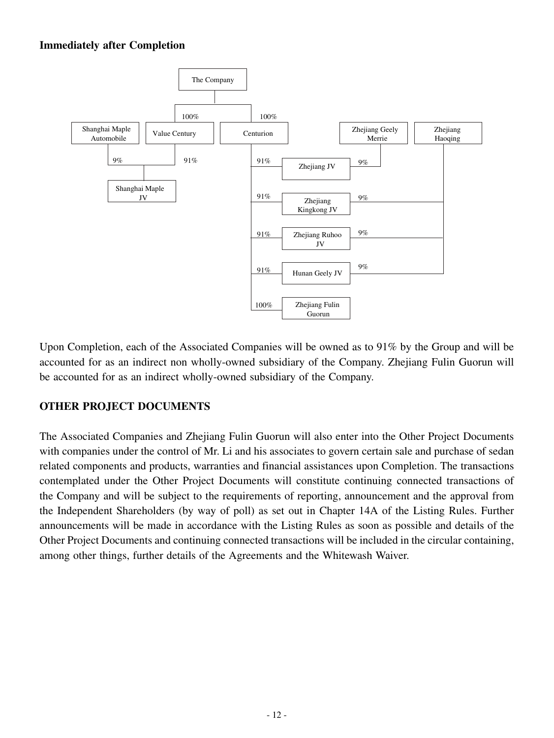**Immediately after Completion**

- The Company
  - 100% Value Century
    - 91% Shanghai Maple JV (9% owned by Shanghai Maple Automobile)
  - 100% Centurion
    - 91% Zhejiang JV (9% owned by Zhejiang Geely Merrie)
    - 91% Zhejiang Kingkong JV (9% owned by Zhejiang Haoqing)
    - 91% Zhejiang Ruhoo JV (9% owned by Zhejiang Haoqing)
    - 91% Hunan Geely JV (9% owned by Zhejiang Haoqing)
    - 100% Zhejiang Fulin Guorun

Upon Completion, each of the Associated Companies will be owned as to 91% by the Group and will be accounted for as an indirect non wholly-owned subsidiary of the Company. Zhejiang Fulin Guorun will be accounted for as an indirect wholly-owned subsidiary of the Company.

## OTHER PROJECT DOCUMENTS

The Associated Companies and Zhejiang Fulin Guorun will also enter into the Other Project Documents with companies under the control of Mr. Li and his associates to govern certain sale and purchase of sedan related components and products, warranties and financial assistances upon Completion. The transactions contemplated under the Other Project Documents will constitute continuing connected transactions of the Company and will be subject to the requirements of reporting, announcement and the approval from the Independent Shareholders (by way of poll) as set out in Chapter 14A of the Listing Rules. Further announcements will be made in accordance with the Listing Rules as soon as possible and details of the Other Project Documents and continuing connected transactions will be included in the circular containing, among other things, further details of the Agreements and the Whitewash Waiver.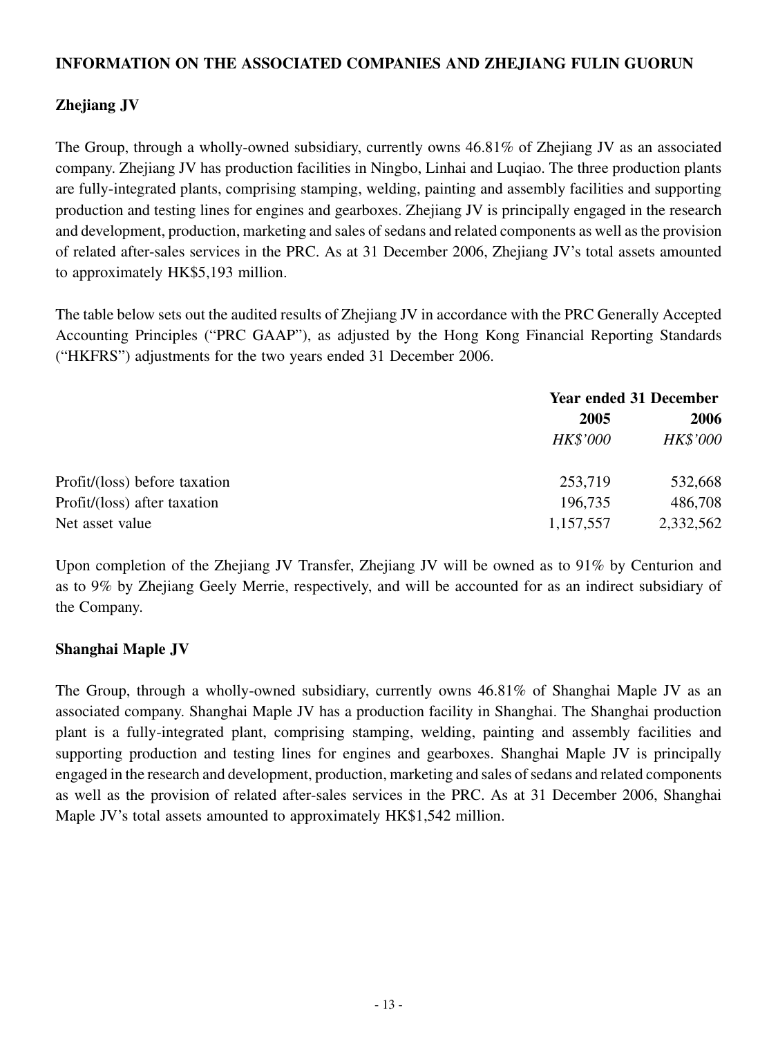**INFORMATION ON THE ASSOCIATED COMPANIES AND ZHEJIANG FULIN GUORUN**

**Zhejiang JV**

The Group, through a wholly-owned subsidiary, currently owns 46.81% of Zhejiang JV as an associated company. Zhejiang JV has production facilities in Ningbo, Linhai and Luqiao. The three production plants are fully-integrated plants, comprising stamping, welding, painting and assembly facilities and supporting production and testing lines for engines and gearboxes. Zhejiang JV is principally engaged in the research and development, production, marketing and sales of sedans and related components as well as the provision of related after-sales services in the PRC. As at 31 December 2006, Zhejiang JV's total assets amounted to approximately HK$5,193 million.

The table below sets out the audited results of Zhejiang JV in accordance with the PRC Generally Accepted Accounting Principles ("PRC GAAP"), as adjusted by the Hong Kong Financial Reporting Standards ("HKFRS") adjustments for the two years ended 31 December 2006.

| | Year ended 31 December | |
|---|---|---|
| | **2005** | **2006** |
| | *HK$'000* | *HK$'000* |
| Profit/(loss) before taxation | 253,719 | 532,668 |
| Profit/(loss) after taxation | 196,735 | 486,708 |
| Net asset value | 1,157,557 | 2,332,562 |

Upon completion of the Zhejiang JV Transfer, Zhejiang JV will be owned as to 91% by Centurion and as to 9% by Zhejiang Geely Merrie, respectively, and will be accounted for as an indirect subsidiary of the Company.

**Shanghai Maple JV**

The Group, through a wholly-owned subsidiary, currently owns 46.81% of Shanghai Maple JV as an associated company. Shanghai Maple JV has a production facility in Shanghai. The Shanghai production plant is a fully-integrated plant, comprising stamping, welding, painting and assembly facilities and supporting production and testing lines for engines and gearboxes. Shanghai Maple JV is principally engaged in the research and development, production, marketing and sales of sedans and related components as well as the provision of related after-sales services in the PRC. As at 31 December 2006, Shanghai Maple JV's total assets amounted to approximately HK$1,542 million.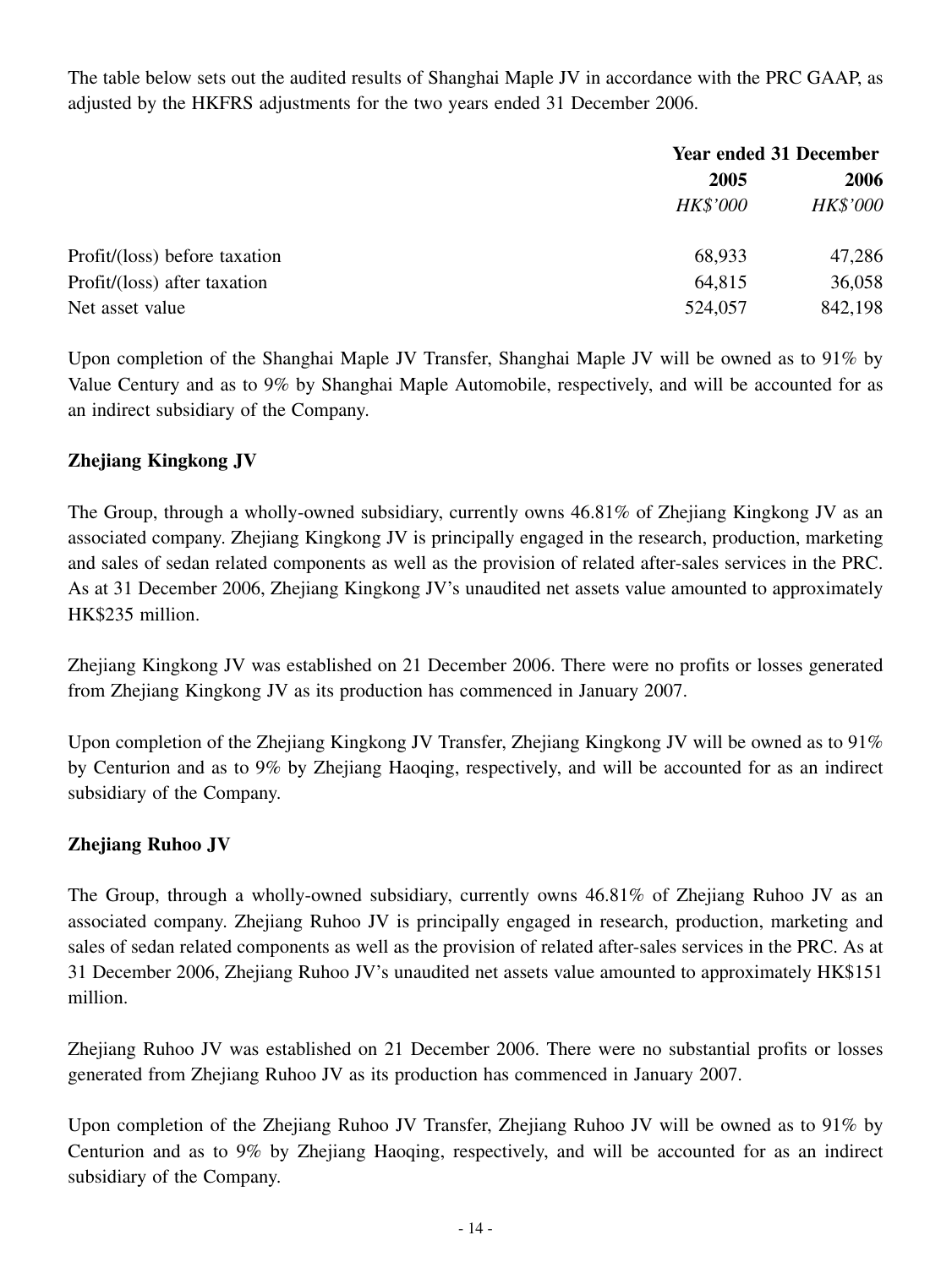The table below sets out the audited results of Shanghai Maple JV in accordance with the PRC GAAP, as adjusted by the HKFRS adjustments for the two years ended 31 December 2006.

| | Year ended 31 December | |
|---|---|---|
| | 2005 | 2006 |
| | *HK$'000* | *HK$'000* |
| Profit/(loss) before taxation | 68,933 | 47,286 |
| Profit/(loss) after taxation | 64,815 | 36,058 |
| Net asset value | 524,057 | 842,198 |

Upon completion of the Shanghai Maple JV Transfer, Shanghai Maple JV will be owned as to 91% by Value Century and as to 9% by Shanghai Maple Automobile, respectively, and will be accounted for as an indirect subsidiary of the Company.

**Zhejiang Kingkong JV**

The Group, through a wholly-owned subsidiary, currently owns 46.81% of Zhejiang Kingkong JV as an associated company. Zhejiang Kingkong JV is principally engaged in the research, production, marketing and sales of sedan related components as well as the provision of related after-sales services in the PRC. As at 31 December 2006, Zhejiang Kingkong JV's unaudited net assets value amounted to approximately HK$235 million.

Zhejiang Kingkong JV was established on 21 December 2006. There were no profits or losses generated from Zhejiang Kingkong JV as its production has commenced in January 2007.

Upon completion of the Zhejiang Kingkong JV Transfer, Zhejiang Kingkong JV will be owned as to 91% by Centurion and as to 9% by Zhejiang Haoqing, respectively, and will be accounted for as an indirect subsidiary of the Company.

**Zhejiang Ruhoo JV**

The Group, through a wholly-owned subsidiary, currently owns 46.81% of Zhejiang Ruhoo JV as an associated company. Zhejiang Ruhoo JV is principally engaged in research, production, marketing and sales of sedan related components as well as the provision of related after-sales services in the PRC. As at 31 December 2006, Zhejiang Ruhoo JV's unaudited net assets value amounted to approximately HK$151 million.

Zhejiang Ruhoo JV was established on 21 December 2006. There were no substantial profits or losses generated from Zhejiang Ruhoo JV as its production has commenced in January 2007.

Upon completion of the Zhejiang Ruhoo JV Transfer, Zhejiang Ruhoo JV will be owned as to 91% by Centurion and as to 9% by Zhejiang Haoqing, respectively, and will be accounted for as an indirect subsidiary of the Company.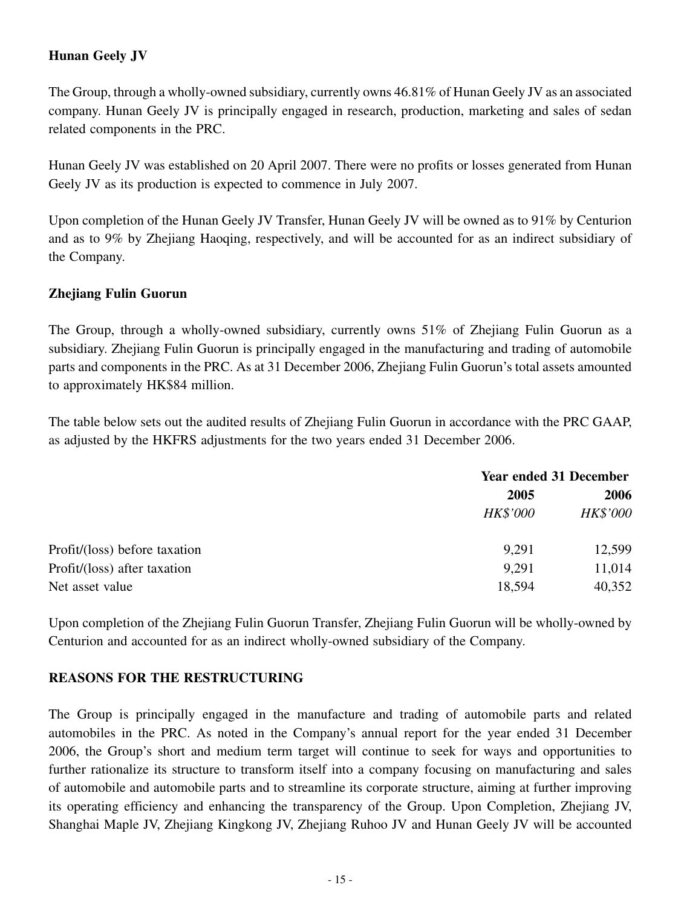**Hunan Geely JV**

The Group, through a wholly-owned subsidiary, currently owns 46.81% of Hunan Geely JV as an associated company. Hunan Geely JV is principally engaged in research, production, marketing and sales of sedan related components in the PRC.

Hunan Geely JV was established on 20 April 2007. There were no profits or losses generated from Hunan Geely JV as its production is expected to commence in July 2007.

Upon completion of the Hunan Geely JV Transfer, Hunan Geely JV will be owned as to 91% by Centurion and as to 9% by Zhejiang Haoqing, respectively, and will be accounted for as an indirect subsidiary of the Company.

**Zhejiang Fulin Guorun**

The Group, through a wholly-owned subsidiary, currently owns 51% of Zhejiang Fulin Guorun as a subsidiary. Zhejiang Fulin Guorun is principally engaged in the manufacturing and trading of automobile parts and components in the PRC. As at 31 December 2006, Zhejiang Fulin Guorun's total assets amounted to approximately HK$84 million.

The table below sets out the audited results of Zhejiang Fulin Guorun in accordance with the PRC GAAP, as adjusted by the HKFRS adjustments for the two years ended 31 December 2006.

| | **Year ended 31 December** | |
|---|---|---|
| | **2005** | **2006** |
| | *HK$'000* | *HK$'000* |
| Profit/(loss) before taxation | 9,291 | 12,599 |
| Profit/(loss) after taxation | 9,291 | 11,014 |
| Net asset value | 18,594 | 40,352 |

Upon completion of the Zhejiang Fulin Guorun Transfer, Zhejiang Fulin Guorun will be wholly-owned by Centurion and accounted for as an indirect wholly-owned subsidiary of the Company.

**REASONS FOR THE RESTRUCTURING**

The Group is principally engaged in the manufacture and trading of automobile parts and related automobiles in the PRC. As noted in the Company's annual report for the year ended 31 December 2006, the Group's short and medium term target will continue to seek for ways and opportunities to further rationalize its structure to transform itself into a company focusing on manufacturing and sales of automobile and automobile parts and to streamline its corporate structure, aiming at further improving its operating efficiency and enhancing the transparency of the Group. Upon Completion, Zhejiang JV, Shanghai Maple JV, Zhejiang Kingkong JV, Zhejiang Ruhoo JV and Hunan Geely JV will be accounted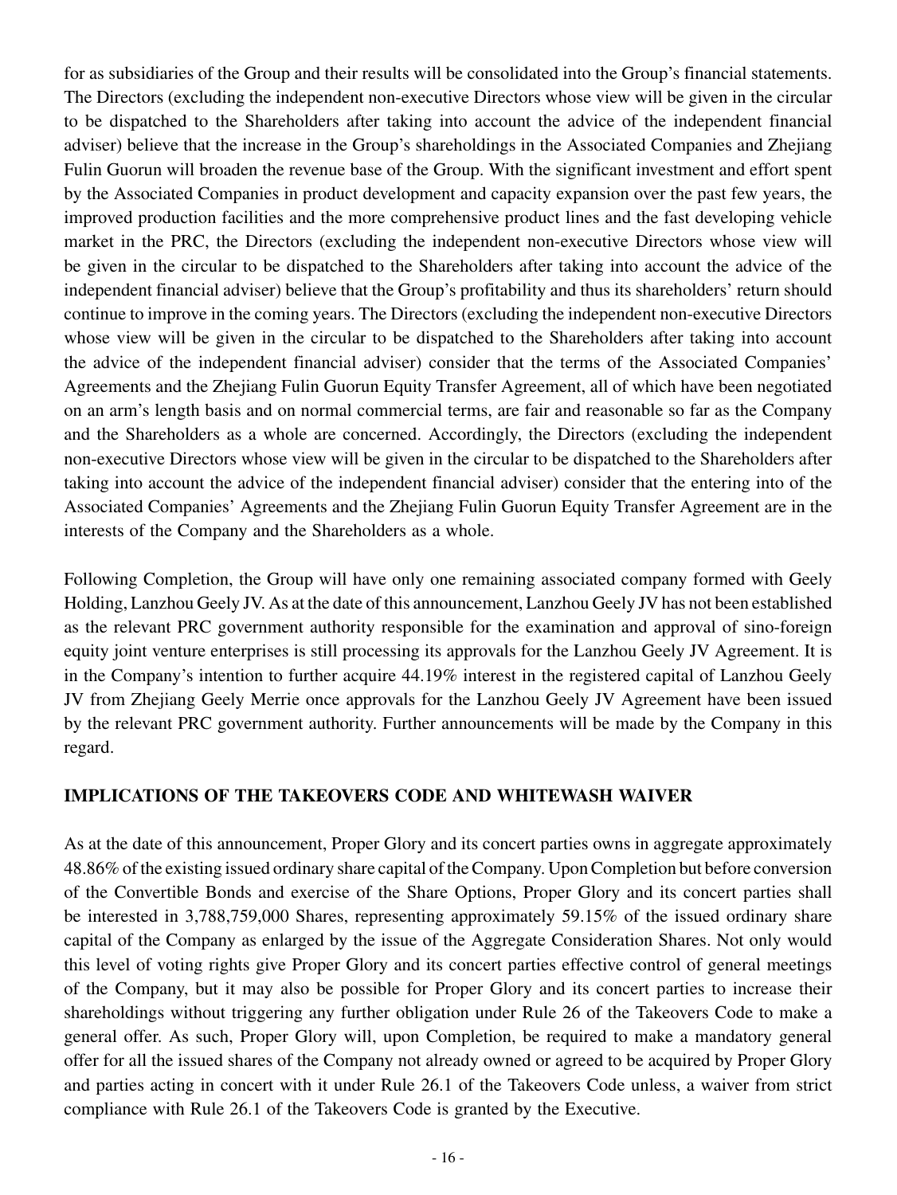for as subsidiaries of the Group and their results will be consolidated into the Group's financial statements. The Directors (excluding the independent non-executive Directors whose view will be given in the circular to be dispatched to the Shareholders after taking into account the advice of the independent financial adviser) believe that the increase in the Group's shareholdings in the Associated Companies and Zhejiang Fulin Guorun will broaden the revenue base of the Group. With the significant investment and effort spent by the Associated Companies in product development and capacity expansion over the past few years, the improved production facilities and the more comprehensive product lines and the fast developing vehicle market in the PRC, the Directors (excluding the independent non-executive Directors whose view will be given in the circular to be dispatched to the Shareholders after taking into account the advice of the independent financial adviser) believe that the Group's profitability and thus its shareholders' return should continue to improve in the coming years. The Directors (excluding the independent non-executive Directors whose view will be given in the circular to be dispatched to the Shareholders after taking into account the advice of the independent financial adviser) consider that the terms of the Associated Companies' Agreements and the Zhejiang Fulin Guorun Equity Transfer Agreement, all of which have been negotiated on an arm's length basis and on normal commercial terms, are fair and reasonable so far as the Company and the Shareholders as a whole are concerned. Accordingly, the Directors (excluding the independent non-executive Directors whose view will be given in the circular to be dispatched to the Shareholders after taking into account the advice of the independent financial adviser) consider that the entering into of the Associated Companies' Agreements and the Zhejiang Fulin Guorun Equity Transfer Agreement are in the interests of the Company and the Shareholders as a whole.

Following Completion, the Group will have only one remaining associated company formed with Geely Holding, Lanzhou Geely JV. As at the date of this announcement, Lanzhou Geely JV has not been established as the relevant PRC government authority responsible for the examination and approval of sino-foreign equity joint venture enterprises is still processing its approvals for the Lanzhou Geely JV Agreement. It is in the Company's intention to further acquire 44.19% interest in the registered capital of Lanzhou Geely JV from Zhejiang Geely Merrie once approvals for the Lanzhou Geely JV Agreement have been issued by the relevant PRC government authority. Further announcements will be made by the Company in this regard.

## IMPLICATIONS OF THE TAKEOVERS CODE AND WHITEWASH WAIVER

As at the date of this announcement, Proper Glory and its concert parties owns in aggregate approximately 48.86% of the existing issued ordinary share capital of the Company. Upon Completion but before conversion of the Convertible Bonds and exercise of the Share Options, Proper Glory and its concert parties shall be interested in 3,788,759,000 Shares, representing approximately 59.15% of the issued ordinary share capital of the Company as enlarged by the issue of the Aggregate Consideration Shares. Not only would this level of voting rights give Proper Glory and its concert parties effective control of general meetings of the Company, but it may also be possible for Proper Glory and its concert parties to increase their shareholdings without triggering any further obligation under Rule 26 of the Takeovers Code to make a general offer. As such, Proper Glory will, upon Completion, be required to make a mandatory general offer for all the issued shares of the Company not already owned or agreed to be acquired by Proper Glory and parties acting in concert with it under Rule 26.1 of the Takeovers Code unless, a waiver from strict compliance with Rule 26.1 of the Takeovers Code is granted by the Executive.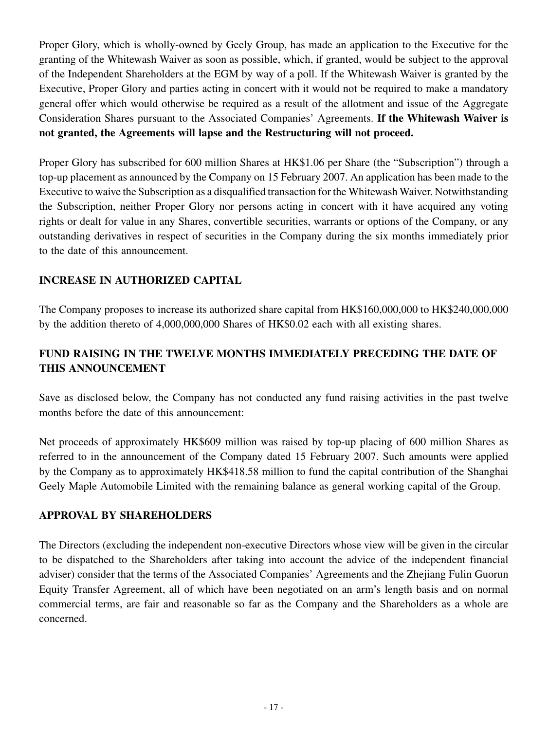Proper Glory, which is wholly-owned by Geely Group, has made an application to the Executive for the granting of the Whitewash Waiver as soon as possible, which, if granted, would be subject to the approval of the Independent Shareholders at the EGM by way of a poll. If the Whitewash Waiver is granted by the Executive, Proper Glory and parties acting in concert with it would not be required to make a mandatory general offer which would otherwise be required as a result of the allotment and issue of the Aggregate Consideration Shares pursuant to the Associated Companies' Agreements. **If the Whitewash Waiver is not granted, the Agreements will lapse and the Restructuring will not proceed.**

Proper Glory has subscribed for 600 million Shares at HK$1.06 per Share (the "Subscription") through a top-up placement as announced by the Company on 15 February 2007. An application has been made to the Executive to waive the Subscription as a disqualified transaction for the Whitewash Waiver. Notwithstanding the Subscription, neither Proper Glory nor persons acting in concert with it have acquired any voting rights or dealt for value in any Shares, convertible securities, warrants or options of the Company, or any outstanding derivatives in respect of securities in the Company during the six months immediately prior to the date of this announcement.

## INCREASE IN AUTHORIZED CAPITAL

The Company proposes to increase its authorized share capital from HK$160,000,000 to HK$240,000,000 by the addition thereto of 4,000,000,000 Shares of HK$0.02 each with all existing shares.

## FUND RAISING IN THE TWELVE MONTHS IMMEDIATELY PRECEDING THE DATE OF THIS ANNOUNCEMENT

Save as disclosed below, the Company has not conducted any fund raising activities in the past twelve months before the date of this announcement:

Net proceeds of approximately HK$609 million was raised by top-up placing of 600 million Shares as referred to in the announcement of the Company dated 15 February 2007. Such amounts were applied by the Company as to approximately HK$418.58 million to fund the capital contribution of the Shanghai Geely Maple Automobile Limited with the remaining balance as general working capital of the Group.

## APPROVAL BY SHAREHOLDERS

The Directors (excluding the independent non-executive Directors whose view will be given in the circular to be dispatched to the Shareholders after taking into account the advice of the independent financial adviser) consider that the terms of the Associated Companies' Agreements and the Zhejiang Fulin Guorun Equity Transfer Agreement, all of which have been negotiated on an arm's length basis and on normal commercial terms, are fair and reasonable so far as the Company and the Shareholders as a whole are concerned.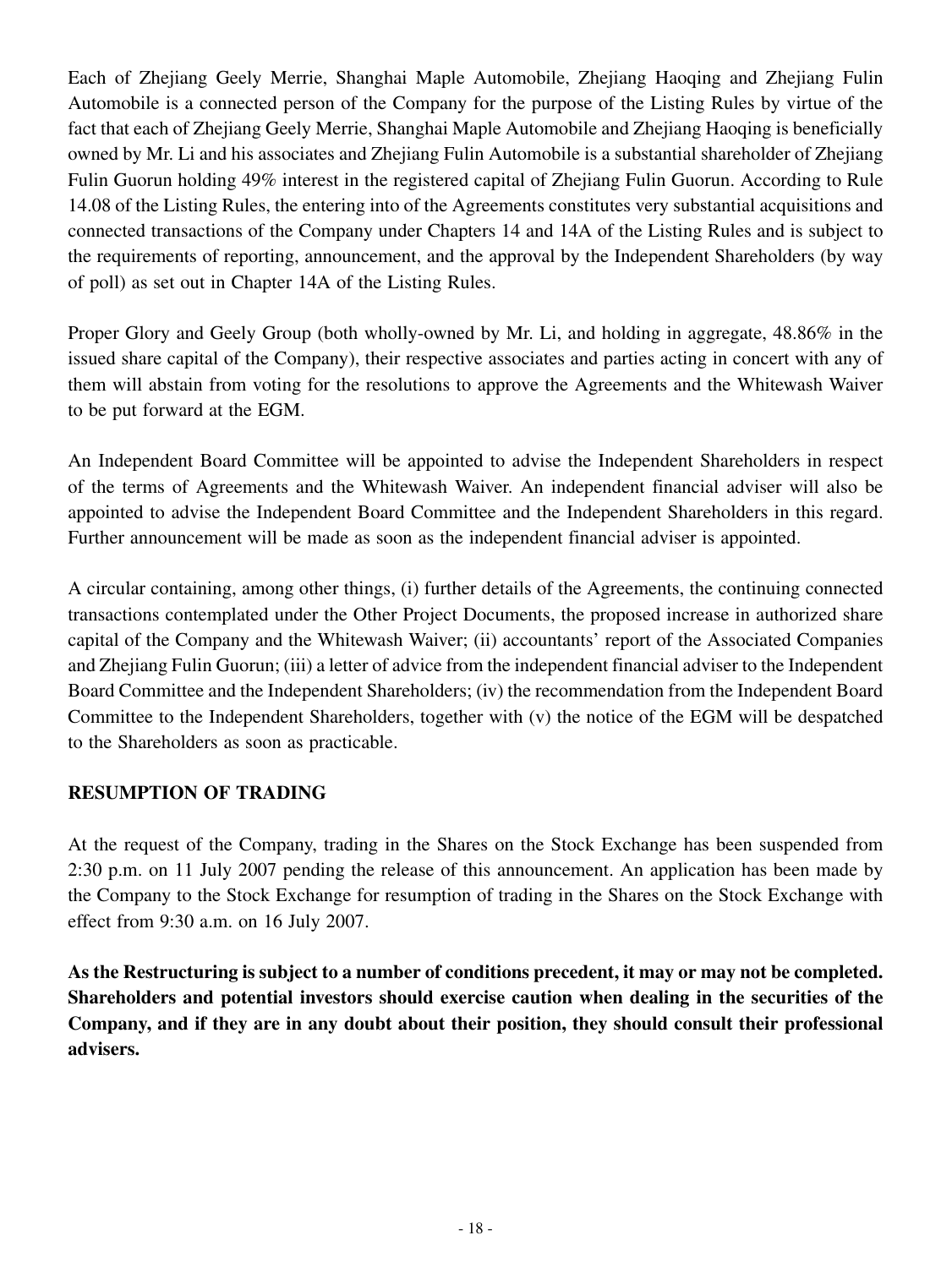Each of Zhejiang Geely Merrie, Shanghai Maple Automobile, Zhejiang Haoqing and Zhejiang Fulin Automobile is a connected person of the Company for the purpose of the Listing Rules by virtue of the fact that each of Zhejiang Geely Merrie, Shanghai Maple Automobile and Zhejiang Haoqing is beneficially owned by Mr. Li and his associates and Zhejiang Fulin Automobile is a substantial shareholder of Zhejiang Fulin Guorun holding 49% interest in the registered capital of Zhejiang Fulin Guorun. According to Rule 14.08 of the Listing Rules, the entering into of the Agreements constitutes very substantial acquisitions and connected transactions of the Company under Chapters 14 and 14A of the Listing Rules and is subject to the requirements of reporting, announcement, and the approval by the Independent Shareholders (by way of poll) as set out in Chapter 14A of the Listing Rules.

Proper Glory and Geely Group (both wholly-owned by Mr. Li, and holding in aggregate, 48.86% in the issued share capital of the Company), their respective associates and parties acting in concert with any of them will abstain from voting for the resolutions to approve the Agreements and the Whitewash Waiver to be put forward at the EGM.

An Independent Board Committee will be appointed to advise the Independent Shareholders in respect of the terms of Agreements and the Whitewash Waiver. An independent financial adviser will also be appointed to advise the Independent Board Committee and the Independent Shareholders in this regard. Further announcement will be made as soon as the independent financial adviser is appointed.

A circular containing, among other things, (i) further details of the Agreements, the continuing connected transactions contemplated under the Other Project Documents, the proposed increase in authorized share capital of the Company and the Whitewash Waiver; (ii) accountants' report of the Associated Companies and Zhejiang Fulin Guorun; (iii) a letter of advice from the independent financial adviser to the Independent Board Committee and the Independent Shareholders; (iv) the recommendation from the Independent Board Committee to the Independent Shareholders, together with (v) the notice of the EGM will be despatched to the Shareholders as soon as practicable.

## RESUMPTION OF TRADING

At the request of the Company, trading in the Shares on the Stock Exchange has been suspended from 2:30 p.m. on 11 July 2007 pending the release of this announcement. An application has been made by the Company to the Stock Exchange for resumption of trading in the Shares on the Stock Exchange with effect from 9:30 a.m. on 16 July 2007.

**As the Restructuring is subject to a number of conditions precedent, it may or may not be completed. Shareholders and potential investors should exercise caution when dealing in the securities of the Company, and if they are in any doubt about their position, they should consult their professional advisers.**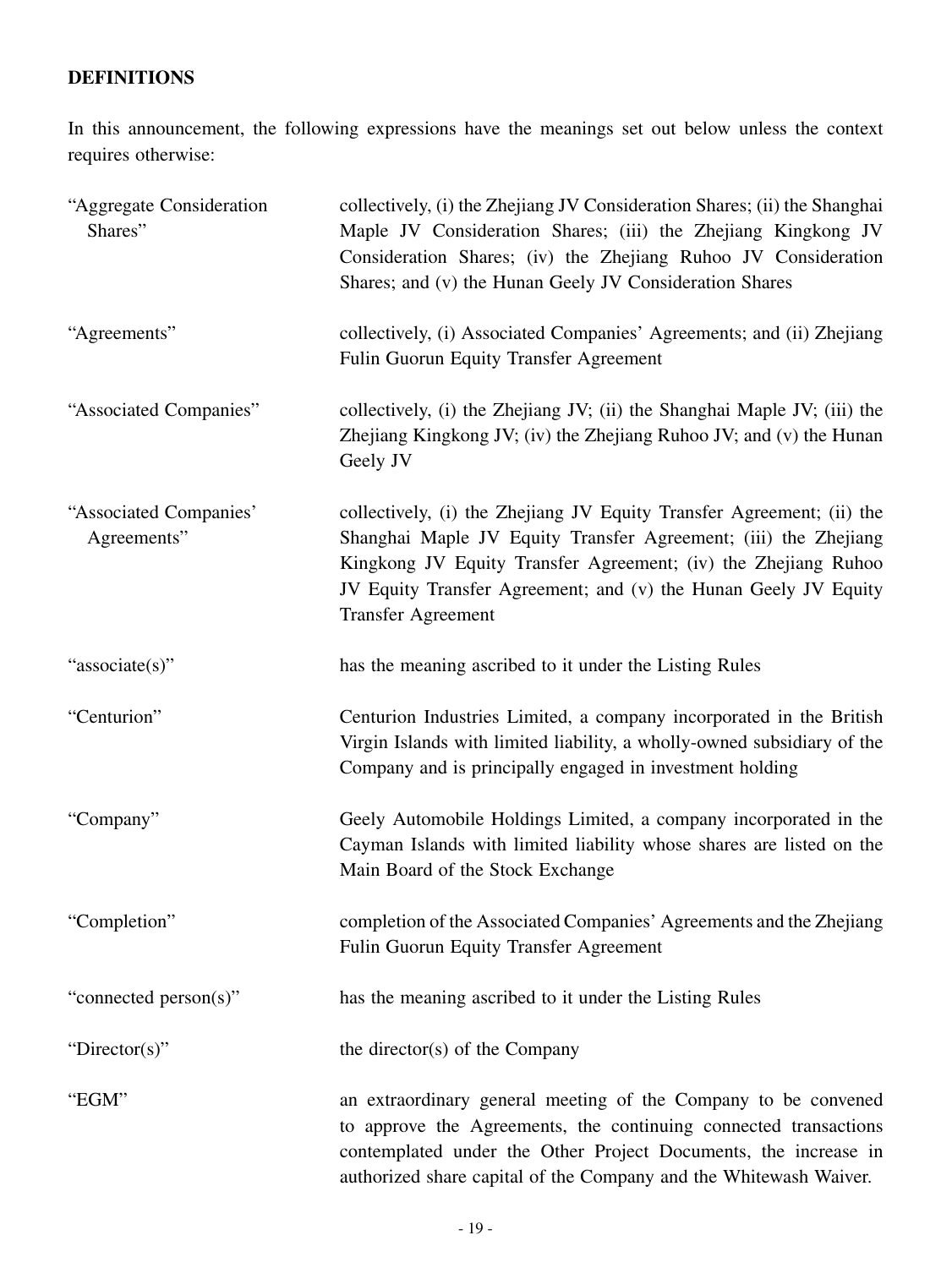## DEFINITIONS

In this announcement, the following expressions have the meanings set out below unless the context requires otherwise:

| | |
|---|---|
| "Aggregate Consideration Shares" | collectively, (i) the Zhejiang JV Consideration Shares; (ii) the Shanghai Maple JV Consideration Shares; (iii) the Zhejiang Kingkong JV Consideration Shares; (iv) the Zhejiang Ruhoo JV Consideration Shares; and (v) the Hunan Geely JV Consideration Shares |
| "Agreements" | collectively, (i) Associated Companies' Agreements; and (ii) Zhejiang Fulin Guorun Equity Transfer Agreement |
| "Associated Companies" | collectively, (i) the Zhejiang JV; (ii) the Shanghai Maple JV; (iii) the Zhejiang Kingkong JV; (iv) the Zhejiang Ruhoo JV; and (v) the Hunan Geely JV |
| "Associated Companies' Agreements" | collectively, (i) the Zhejiang JV Equity Transfer Agreement; (ii) the Shanghai Maple JV Equity Transfer Agreement; (iii) the Zhejiang Kingkong JV Equity Transfer Agreement; (iv) the Zhejiang Ruhoo JV Equity Transfer Agreement; and (v) the Hunan Geely JV Equity Transfer Agreement |
| "associate(s)" | has the meaning ascribed to it under the Listing Rules |
| "Centurion" | Centurion Industries Limited, a company incorporated in the British Virgin Islands with limited liability, a wholly-owned subsidiary of the Company and is principally engaged in investment holding |
| "Company" | Geely Automobile Holdings Limited, a company incorporated in the Cayman Islands with limited liability whose shares are listed on the Main Board of the Stock Exchange |
| "Completion" | completion of the Associated Companies' Agreements and the Zhejiang Fulin Guorun Equity Transfer Agreement |
| "connected person(s)" | has the meaning ascribed to it under the Listing Rules |
| "Director(s)" | the director(s) of the Company |
| "EGM" | an extraordinary general meeting of the Company to be convened to approve the Agreements, the continuing connected transactions contemplated under the Other Project Documents, the increase in authorized share capital of the Company and the Whitewash Waiver. |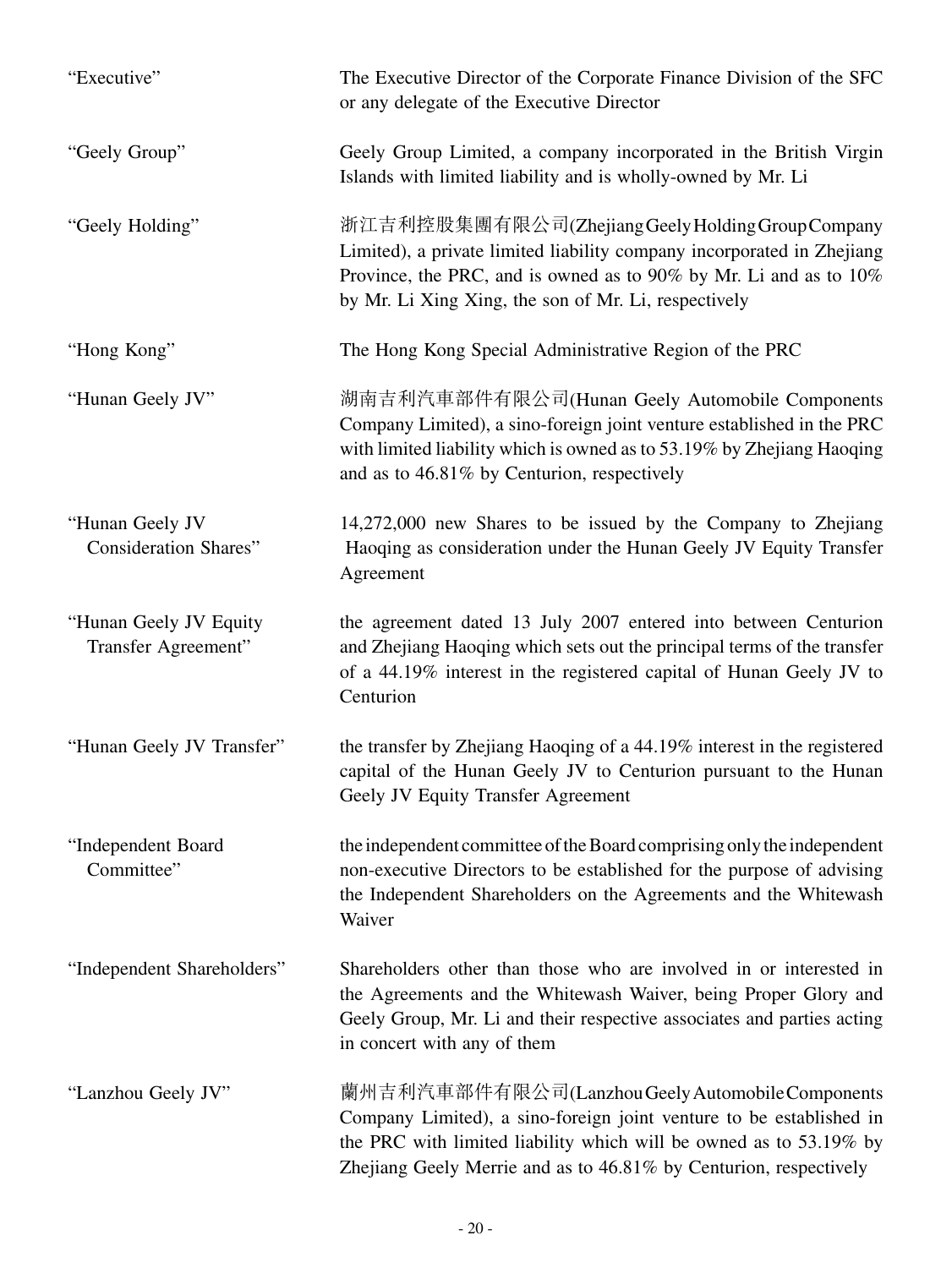| | |
|---|---|
| "Executive" | The Executive Director of the Corporate Finance Division of the SFC or any delegate of the Executive Director |
| "Geely Group" | Geely Group Limited, a company incorporated in the British Virgin Islands with limited liability and is wholly-owned by Mr. Li |
| "Geely Holding" | 浙江吉利控股集團有限公司(Zhejiang Geely Holding Group Company Limited), a private limited liability company incorporated in Zhejiang Province, the PRC, and is owned as to 90% by Mr. Li and as to 10% by Mr. Li Xing Xing, the son of Mr. Li, respectively |
| "Hong Kong" | The Hong Kong Special Administrative Region of the PRC |
| "Hunan Geely JV" | 湖南吉利汽車部件有限公司(Hunan Geely Automobile Components Company Limited), a sino-foreign joint venture established in the PRC with limited liability which is owned as to 53.19% by Zhejiang Haoqing and as to 46.81% by Centurion, respectively |
| "Hunan Geely JV Consideration Shares" | 14,272,000 new Shares to be issued by the Company to Zhejiang Haoqing as consideration under the Hunan Geely JV Equity Transfer Agreement |
| "Hunan Geely JV Equity Transfer Agreement" | the agreement dated 13 July 2007 entered into between Centurion and Zhejiang Haoqing which sets out the principal terms of the transfer of a 44.19% interest in the registered capital of Hunan Geely JV to Centurion |
| "Hunan Geely JV Transfer" | the transfer by Zhejiang Haoqing of a 44.19% interest in the registered capital of the Hunan Geely JV to Centurion pursuant to the Hunan Geely JV Equity Transfer Agreement |
| "Independent Board Committee" | the independent committee of the Board comprising only the independent non-executive Directors to be established for the purpose of advising the Independent Shareholders on the Agreements and the Whitewash Waiver |
| "Independent Shareholders" | Shareholders other than those who are involved in or interested in the Agreements and the Whitewash Waiver, being Proper Glory and Geely Group, Mr. Li and their respective associates and parties acting in concert with any of them |
| "Lanzhou Geely JV" | 蘭州吉利汽車部件有限公司(Lanzhou Geely Automobile Components Company Limited), a sino-foreign joint venture to be established in the PRC with limited liability which will be owned as to 53.19% by Zhejiang Geely Merrie and as to 46.81% by Centurion, respectively |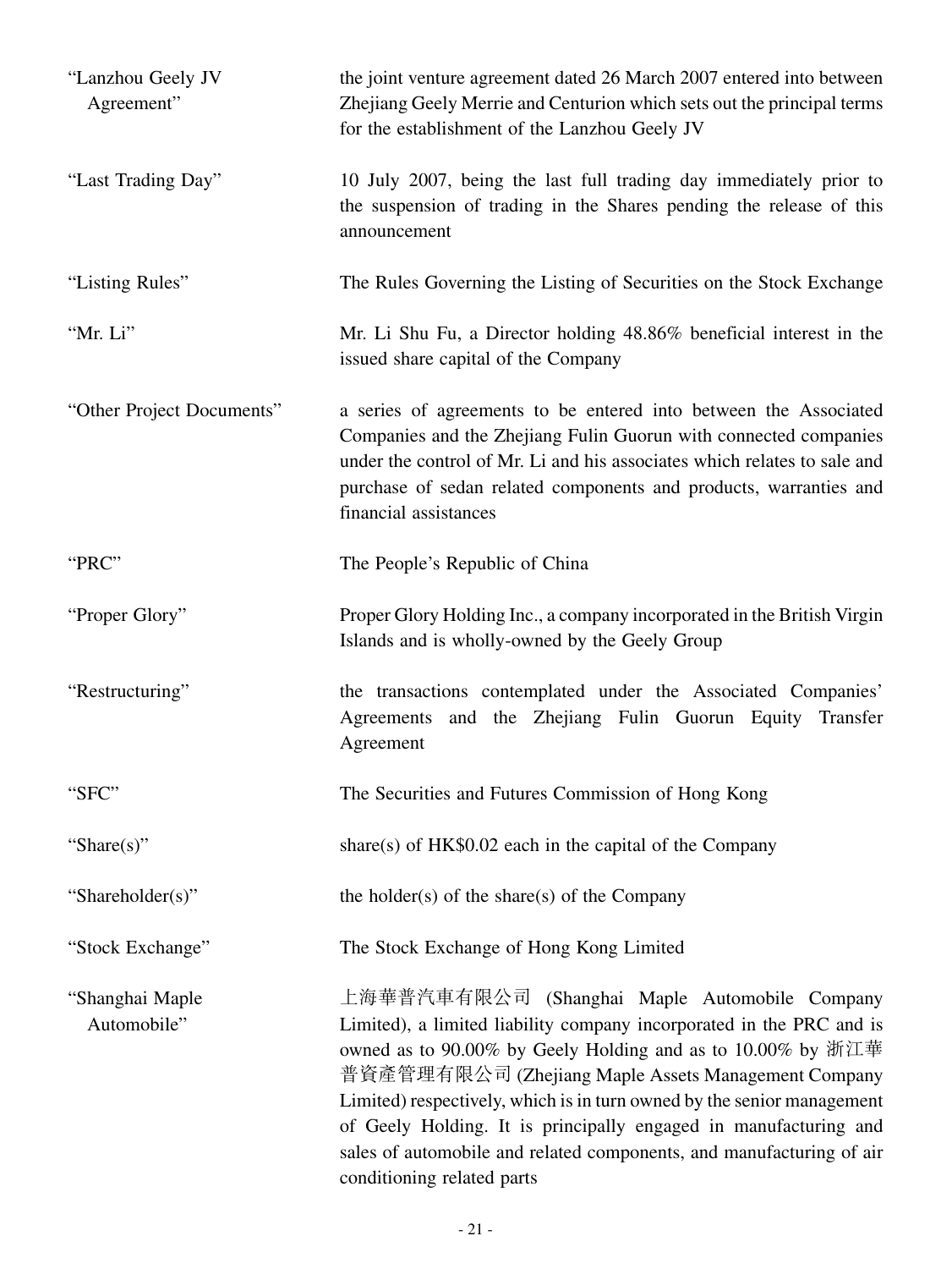| | |
|---|---|
| "Lanzhou Geely JV Agreement" | the joint venture agreement dated 26 March 2007 entered into between Zhejiang Geely Merrie and Centurion which sets out the principal terms for the establishment of the Lanzhou Geely JV |
| "Last Trading Day" | 10 July 2007, being the last full trading day immediately prior to the suspension of trading in the Shares pending the release of this announcement |
| "Listing Rules" | The Rules Governing the Listing of Securities on the Stock Exchange |
| "Mr. Li" | Mr. Li Shu Fu, a Director holding 48.86% beneficial interest in the issued share capital of the Company |
| "Other Project Documents" | a series of agreements to be entered into between the Associated Companies and the Zhejiang Fulin Guorun with connected companies under the control of Mr. Li and his associates which relates to sale and purchase of sedan related components and products, warranties and financial assistances |
| "PRC" | The People's Republic of China |
| "Proper Glory" | Proper Glory Holding Inc., a company incorporated in the British Virgin Islands and is wholly-owned by the Geely Group |
| "Restructuring" | the transactions contemplated under the Associated Companies' Agreements and the Zhejiang Fulin Guorun Equity Transfer Agreement |
| "SFC" | The Securities and Futures Commission of Hong Kong |
| "Share(s)" | share(s) of HK$0.02 each in the capital of the Company |
| "Shareholder(s)" | the holder(s) of the share(s) of the Company |
| "Stock Exchange" | The Stock Exchange of Hong Kong Limited |
| "Shanghai Maple Automobile" | 上海華普汽車有限公司 (Shanghai Maple Automobile Company Limited), a limited liability company incorporated in the PRC and is owned as to 90.00% by Geely Holding and as to 10.00% by 浙江華普資產管理有限公司 (Zhejiang Maple Assets Management Company Limited) respectively, which is in turn owned by the senior management of Geely Holding. It is principally engaged in manufacturing and sales of automobile and related components, and manufacturing of air conditioning related parts |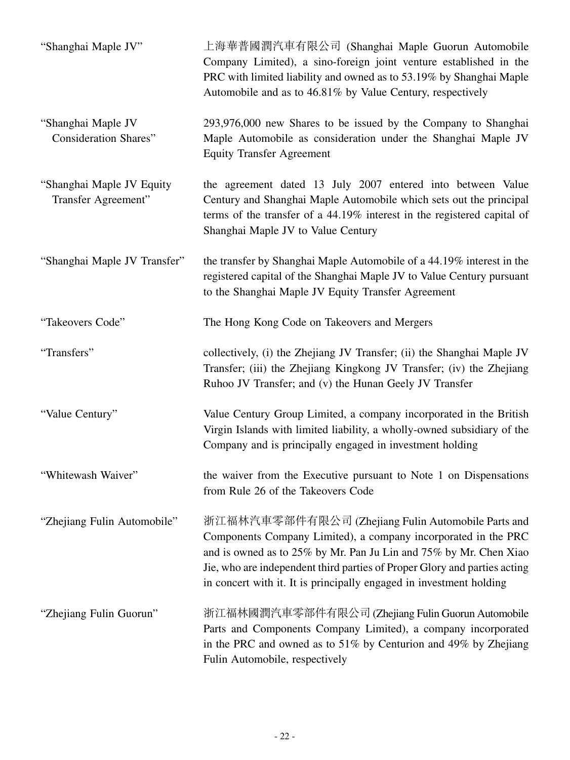| | |
|---|---|
| "Shanghai Maple JV" | 上海華普國潤汽車有限公司 (Shanghai Maple Guorun Automobile Company Limited), a sino-foreign joint venture established in the PRC with limited liability and owned as to 53.19% by Shanghai Maple Automobile and as to 46.81% by Value Century, respectively |
| "Shanghai Maple JV Consideration Shares" | 293,976,000 new Shares to be issued by the Company to Shanghai Maple Automobile as consideration under the Shanghai Maple JV Equity Transfer Agreement |
| "Shanghai Maple JV Equity Transfer Agreement" | the agreement dated 13 July 2007 entered into between Value Century and Shanghai Maple Automobile which sets out the principal terms of the transfer of a 44.19% interest in the registered capital of Shanghai Maple JV to Value Century |
| "Shanghai Maple JV Transfer" | the transfer by Shanghai Maple Automobile of a 44.19% interest in the registered capital of the Shanghai Maple JV to Value Century pursuant to the Shanghai Maple JV Equity Transfer Agreement |
| "Takeovers Code" | The Hong Kong Code on Takeovers and Mergers |
| "Transfers" | collectively, (i) the Zhejiang JV Transfer; (ii) the Shanghai Maple JV Transfer; (iii) the Zhejiang Kingkong JV Transfer; (iv) the Zhejiang Ruhoo JV Transfer; and (v) the Hunan Geely JV Transfer |
| "Value Century" | Value Century Group Limited, a company incorporated in the British Virgin Islands with limited liability, a wholly-owned subsidiary of the Company and is principally engaged in investment holding |
| "Whitewash Waiver" | the waiver from the Executive pursuant to Note 1 on Dispensations from Rule 26 of the Takeovers Code |
| "Zhejiang Fulin Automobile" | 浙江福林汽車零部件有限公司 (Zhejiang Fulin Automobile Parts and Components Company Limited), a company incorporated in the PRC and is owned as to 25% by Mr. Pan Ju Lin and 75% by Mr. Chen Xiao Jie, who are independent third parties of Proper Glory and parties acting in concert with it. It is principally engaged in investment holding |
| "Zhejiang Fulin Guorun" | 浙江福林國潤汽車零部件有限公司 (Zhejiang Fulin Guorun Automobile Parts and Components Company Limited), a company incorporated in the PRC and owned as to 51% by Centurion and 49% by Zhejiang Fulin Automobile, respectively |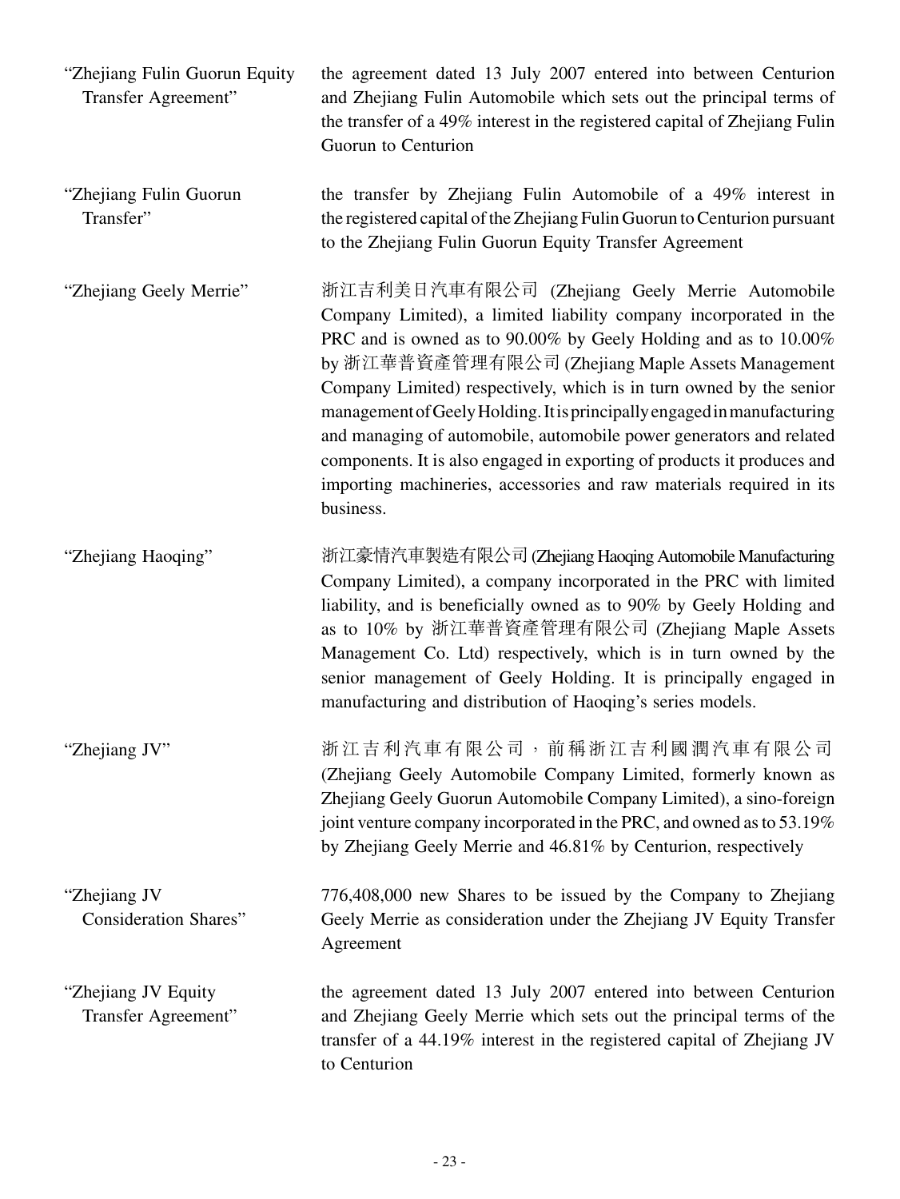| | |
|---|---|
| "Zhejiang Fulin Guorun Equity Transfer Agreement" | the agreement dated 13 July 2007 entered into between Centurion and Zhejiang Fulin Automobile which sets out the principal terms of the transfer of a 49% interest in the registered capital of Zhejiang Fulin Guorun to Centurion |
| "Zhejiang Fulin Guorun Transfer" | the transfer by Zhejiang Fulin Automobile of a 49% interest in the registered capital of the Zhejiang Fulin Guorun to Centurion pursuant to the Zhejiang Fulin Guorun Equity Transfer Agreement |
| "Zhejiang Geely Merrie" | 浙江吉利美日汽車有限公司 (Zhejiang Geely Merrie Automobile Company Limited), a limited liability company incorporated in the PRC and is owned as to 90.00% by Geely Holding and as to 10.00% by 浙江華普資產管理有限公司 (Zhejiang Maple Assets Management Company Limited) respectively, which is in turn owned by the senior management of Geely Holding. It is principally engaged in manufacturing and managing of automobile, automobile power generators and related components. It is also engaged in exporting of products it produces and importing machineries, accessories and raw materials required in its business. |
| "Zhejiang Haoqing" | 浙江豪情汽車製造有限公司 (Zhejiang Haoqing Automobile Manufacturing Company Limited), a company incorporated in the PRC with limited liability, and is beneficially owned as to 90% by Geely Holding and as to 10% by 浙江華普資產管理有限公司 (Zhejiang Maple Assets Management Co. Ltd) respectively, which is in turn owned by the senior management of Geely Holding. It is principally engaged in manufacturing and distribution of Haoqing's series models. |
| "Zhejiang JV" | 浙江吉利汽車有限公司，前稱浙江吉利國潤汽車有限公司 (Zhejiang Geely Automobile Company Limited, formerly known as Zhejiang Geely Guorun Automobile Company Limited), a sino-foreign joint venture company incorporated in the PRC, and owned as to 53.19% by Zhejiang Geely Merrie and 46.81% by Centurion, respectively |
| "Zhejiang JV Consideration Shares" | 776,408,000 new Shares to be issued by the Company to Zhejiang Geely Merrie as consideration under the Zhejiang JV Equity Transfer Agreement |
| "Zhejiang JV Equity Transfer Agreement" | the agreement dated 13 July 2007 entered into between Centurion and Zhejiang Geely Merrie which sets out the principal terms of the transfer of a 44.19% interest in the registered capital of Zhejiang JV to Centurion |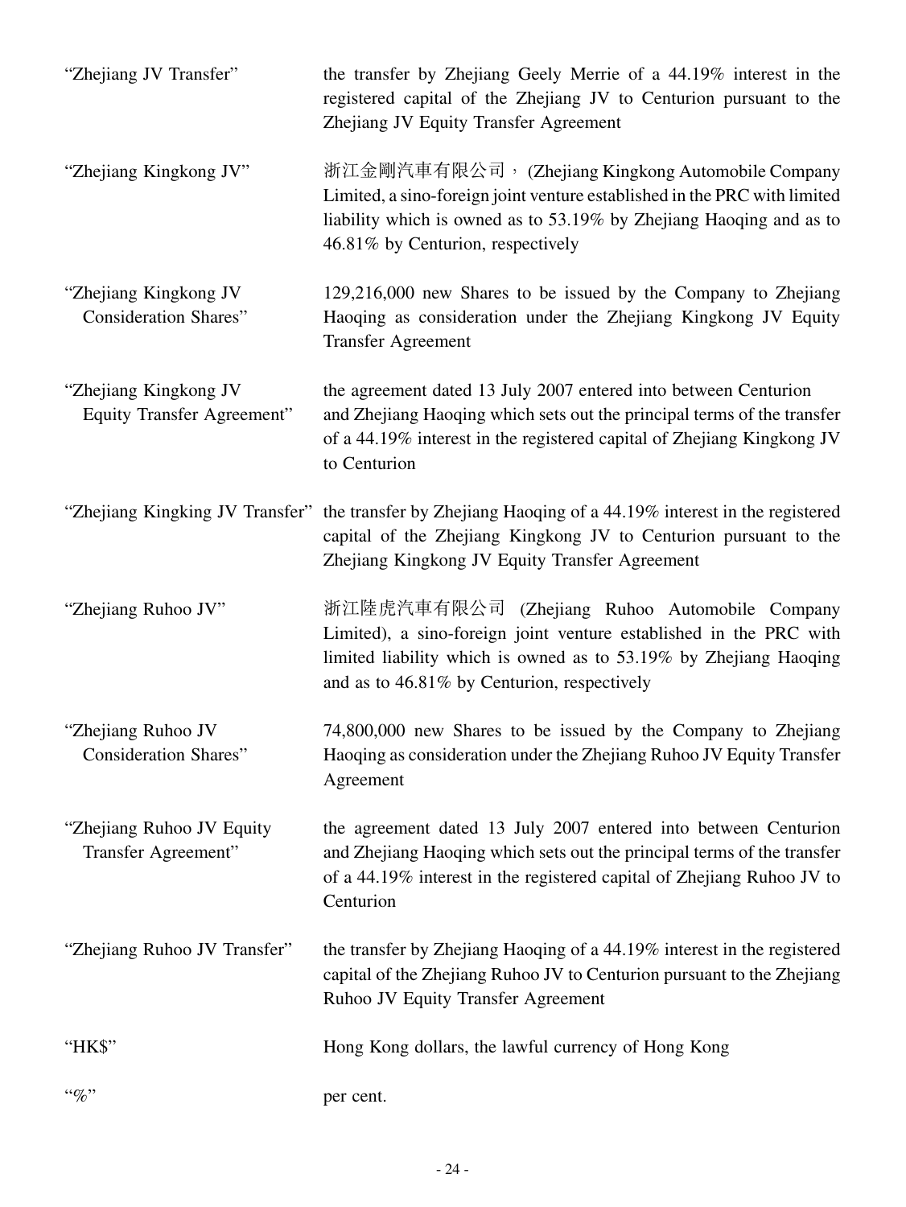| | |
|---|---|
| "Zhejiang JV Transfer" | the transfer by Zhejiang Geely Merrie of a 44.19% interest in the registered capital of the Zhejiang JV to Centurion pursuant to the Zhejiang JV Equity Transfer Agreement |
| "Zhejiang Kingkong JV" | 浙江金剛汽車有限公司， (Zhejiang Kingkong Automobile Company Limited, a sino-foreign joint venture established in the PRC with limited liability which is owned as to 53.19% by Zhejiang Haoqing and as to 46.81% by Centurion, respectively |
| "Zhejiang Kingkong JV Consideration Shares" | 129,216,000 new Shares to be issued by the Company to Zhejiang Haoqing as consideration under the Zhejiang Kingkong JV Equity Transfer Agreement |
| "Zhejiang Kingkong JV Equity Transfer Agreement" | the agreement dated 13 July 2007 entered into between Centurion and Zhejiang Haoqing which sets out the principal terms of the transfer of a 44.19% interest in the registered capital of Zhejiang Kingkong JV to Centurion |
| "Zhejiang Kingking JV Transfer" | the transfer by Zhejiang Haoqing of a 44.19% interest in the registered capital of the Zhejiang Kingkong JV to Centurion pursuant to the Zhejiang Kingkong JV Equity Transfer Agreement |
| "Zhejiang Ruhoo JV" | 浙江陸虎汽車有限公司 (Zhejiang Ruhoo Automobile Company Limited), a sino-foreign joint venture established in the PRC with limited liability which is owned as to 53.19% by Zhejiang Haoqing and as to 46.81% by Centurion, respectively |
| "Zhejiang Ruhoo JV Consideration Shares" | 74,800,000 new Shares to be issued by the Company to Zhejiang Haoqing as consideration under the Zhejiang Ruhoo JV Equity Transfer Agreement |
| "Zhejiang Ruhoo JV Equity Transfer Agreement" | the agreement dated 13 July 2007 entered into between Centurion and Zhejiang Haoqing which sets out the principal terms of the transfer of a 44.19% interest in the registered capital of Zhejiang Ruhoo JV to Centurion |
| "Zhejiang Ruhoo JV Transfer" | the transfer by Zhejiang Haoqing of a 44.19% interest in the registered capital of the Zhejiang Ruhoo JV to Centurion pursuant to the Zhejiang Ruhoo JV Equity Transfer Agreement |
| "HK$" | Hong Kong dollars, the lawful currency of Hong Kong |
| "%" | per cent. |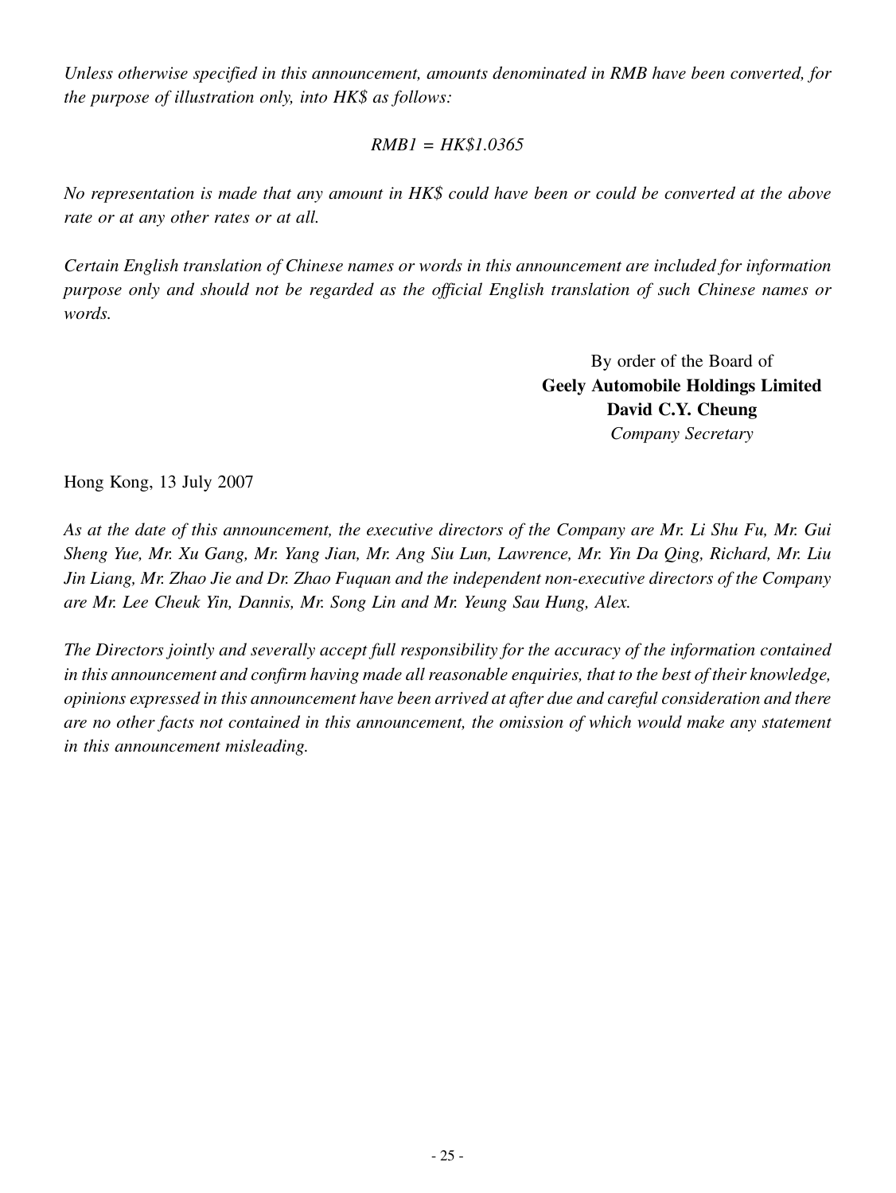*Unless otherwise specified in this announcement, amounts denominated in RMB have been converted, for the purpose of illustration only, into HK$ as follows:*

*RMB1 = HK$1.0365*

*No representation is made that any amount in HK$ could have been or could be converted at the above rate or at any other rates or at all.*

*Certain English translation of Chinese names or words in this announcement are included for information purpose only and should not be regarded as the official English translation of such Chinese names or words.*

By order of the Board of
**Geely Automobile Holdings Limited**
**David C.Y. Cheung**
*Company Secretary*

Hong Kong, 13 July 2007

*As at the date of this announcement, the executive directors of the Company are Mr. Li Shu Fu, Mr. Gui Sheng Yue, Mr. Xu Gang, Mr. Yang Jian, Mr. Ang Siu Lun, Lawrence, Mr. Yin Da Qing, Richard, Mr. Liu Jin Liang, Mr. Zhao Jie and Dr. Zhao Fuquan and the independent non-executive directors of the Company are Mr. Lee Cheuk Yin, Dannis, Mr. Song Lin and Mr. Yeung Sau Hung, Alex.*

*The Directors jointly and severally accept full responsibility for the accuracy of the information contained in this announcement and confirm having made all reasonable enquiries, that to the best of their knowledge, opinions expressed in this announcement have been arrived at after due and careful consideration and there are no other facts not contained in this announcement, the omission of which would make any statement in this announcement misleading.*